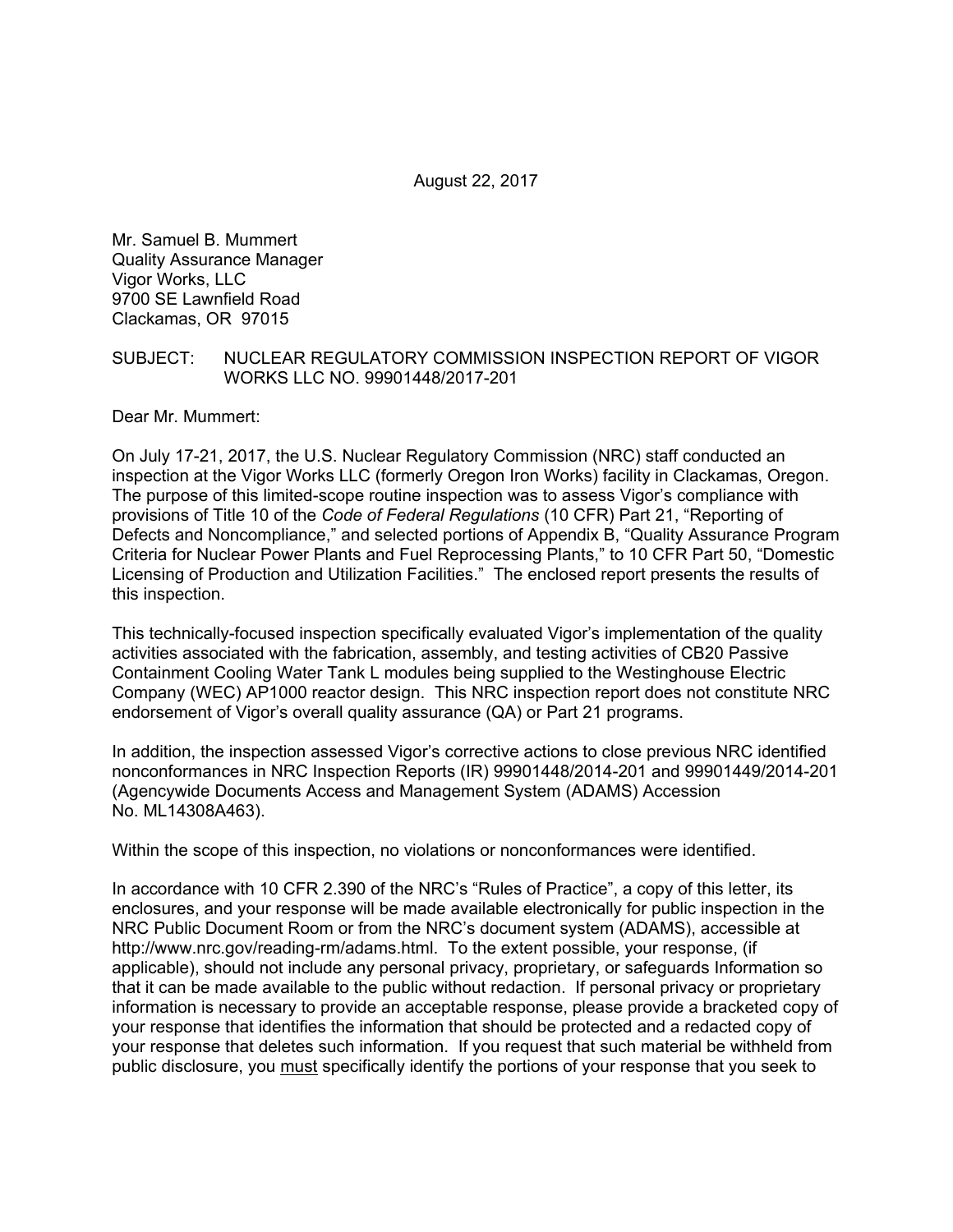August 22, 2017

Mr. Samuel B. Mummert
Quality Assurance Manager
Vigor Works, LLC
9700 SE Lawnfield Road
Clackamas, OR 97015

SUBJECT: NUCLEAR REGULATORY COMMISSION INSPECTION REPORT OF VIGOR WORKS LLC NO. 99901448/2017-201

Dear Mr. Mummert:

On July 17-21, 2017, the U.S. Nuclear Regulatory Commission (NRC) staff conducted an inspection at the Vigor Works LLC (formerly Oregon Iron Works) facility in Clackamas, Oregon. The purpose of this limited-scope routine inspection was to assess Vigor's compliance with provisions of Title 10 of the *Code of Federal Regulations* (10 CFR) Part 21, "Reporting of Defects and Noncompliance," and selected portions of Appendix B, "Quality Assurance Program Criteria for Nuclear Power Plants and Fuel Reprocessing Plants," to 10 CFR Part 50, "Domestic Licensing of Production and Utilization Facilities." The enclosed report presents the results of this inspection.

This technically-focused inspection specifically evaluated Vigor's implementation of the quality activities associated with the fabrication, assembly, and testing activities of CB20 Passive Containment Cooling Water Tank L modules being supplied to the Westinghouse Electric Company (WEC) AP1000 reactor design. This NRC inspection report does not constitute NRC endorsement of Vigor's overall quality assurance (QA) or Part 21 programs.

In addition, the inspection assessed Vigor's corrective actions to close previous NRC identified nonconformances in NRC Inspection Reports (IR) 99901448/2014-201 and 99901449/2014-201 (Agencywide Documents Access and Management System (ADAMS) Accession No. ML14308A463).

Within the scope of this inspection, no violations or nonconformances were identified.

In accordance with 10 CFR 2.390 of the NRC's "Rules of Practice", a copy of this letter, its enclosures, and your response will be made available electronically for public inspection in the NRC Public Document Room or from the NRC's document system (ADAMS), accessible at http://www.nrc.gov/reading-rm/adams.html. To the extent possible, your response, (if applicable), should not include any personal privacy, proprietary, or safeguards Information so that it can be made available to the public without redaction. If personal privacy or proprietary information is necessary to provide an acceptable response, please provide a bracketed copy of your response that identifies the information that should be protected and a redacted copy of your response that deletes such information. If you request that such material be withheld from public disclosure, you must specifically identify the portions of your response that you seek to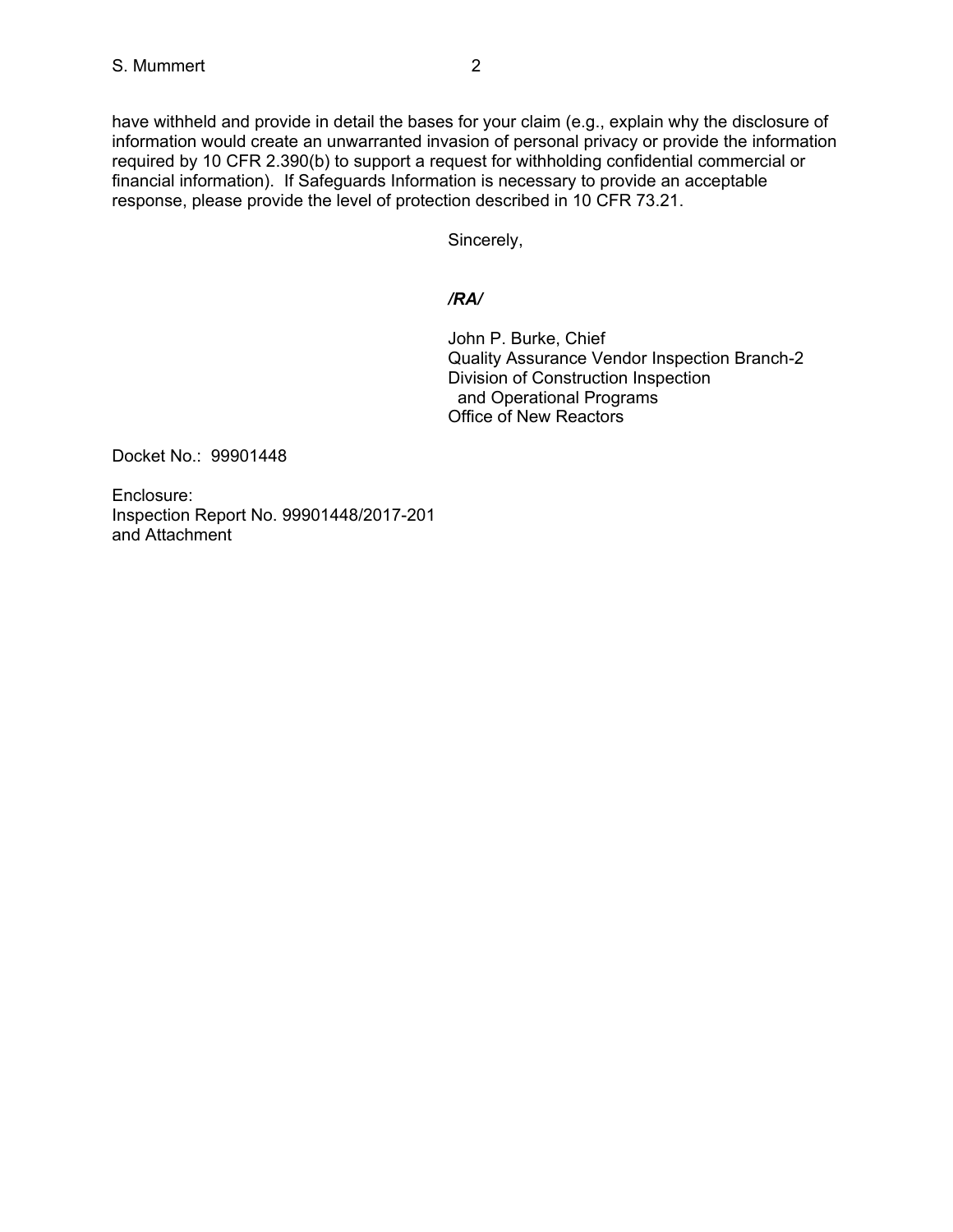have withheld and provide in detail the bases for your claim (e.g., explain why the disclosure of information would create an unwarranted invasion of personal privacy or provide the information required by 10 CFR 2.390(b) to support a request for withholding confidential commercial or financial information). If Safeguards Information is necessary to provide an acceptable response, please provide the level of protection described in 10 CFR 73.21.

Sincerely,

***/RA/***

John P. Burke, Chief
Quality Assurance Vendor Inspection Branch-2
Division of Construction Inspection
and Operational Programs
Office of New Reactors

Docket No.: 99901448

Enclosure:
Inspection Report No. 99901448/2017-201
and Attachment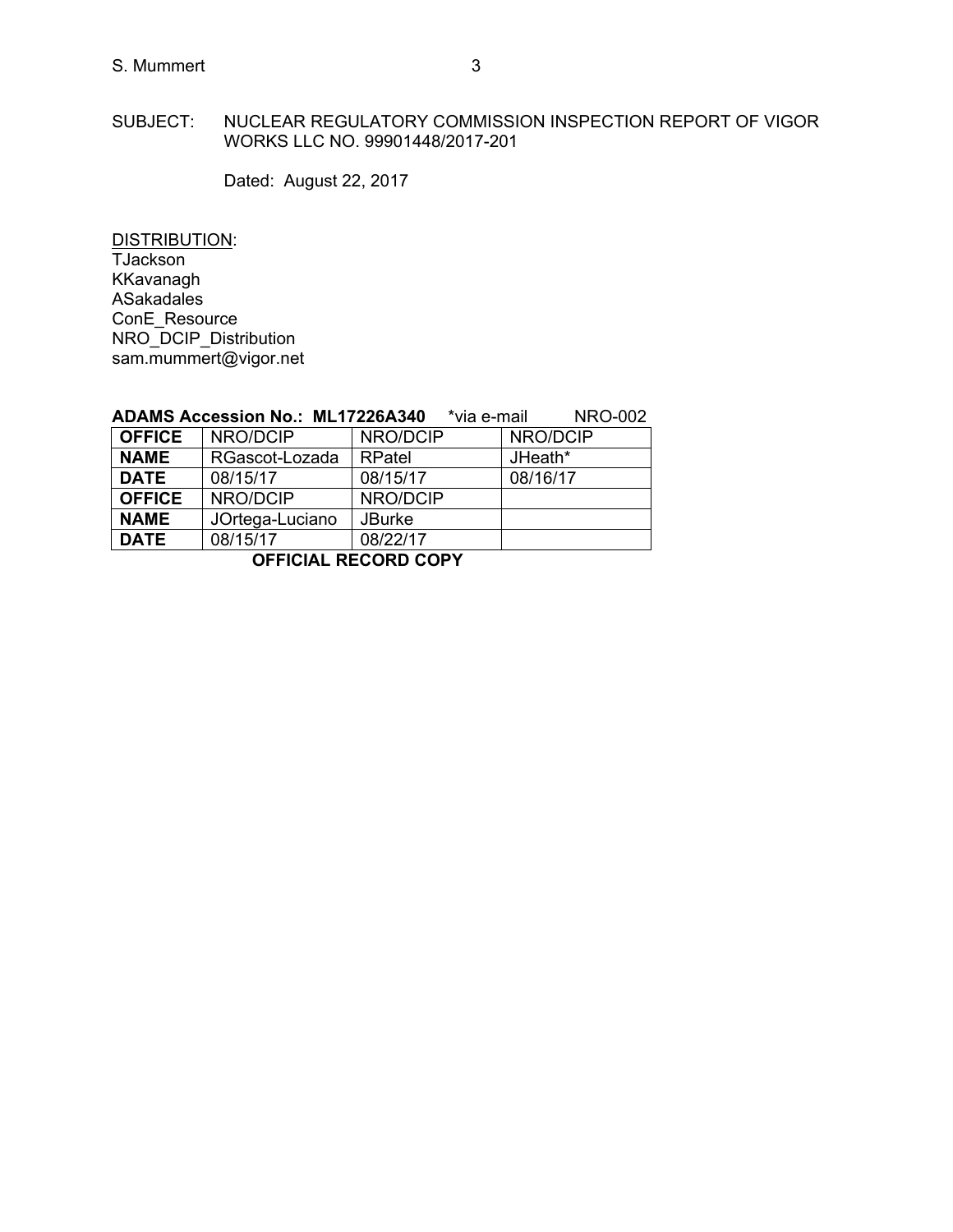SUBJECT: NUCLEAR REGULATORY COMMISSION INSPECTION REPORT OF VIGOR WORKS LLC NO. 99901448/2017-201

Dated: August 22, 2017

DISTRIBUTION:
TJackson
KKavanagh
ASakadales
ConE_Resource
NRO_DCIP_Distribution
sam.mummert@vigor.net

**ADAMS Accession No.: ML17226A340** *via e-mail NRO-002

| **OFFICE** | NRO/DCIP | NRO/DCIP | NRO/DCIP |
|---|---|---|---|
| **NAME** | RGascot-Lozada | RPatel | JHeath* |
| **DATE** | 08/15/17 | 08/15/17 | 08/16/17 |
| **OFFICE** | NRO/DCIP | NRO/DCIP | |
| **NAME** | JOrtega-Luciano | JBurke | |
| **DATE** | 08/15/17 | 08/22/17 | |

**OFFICIAL RECORD COPY**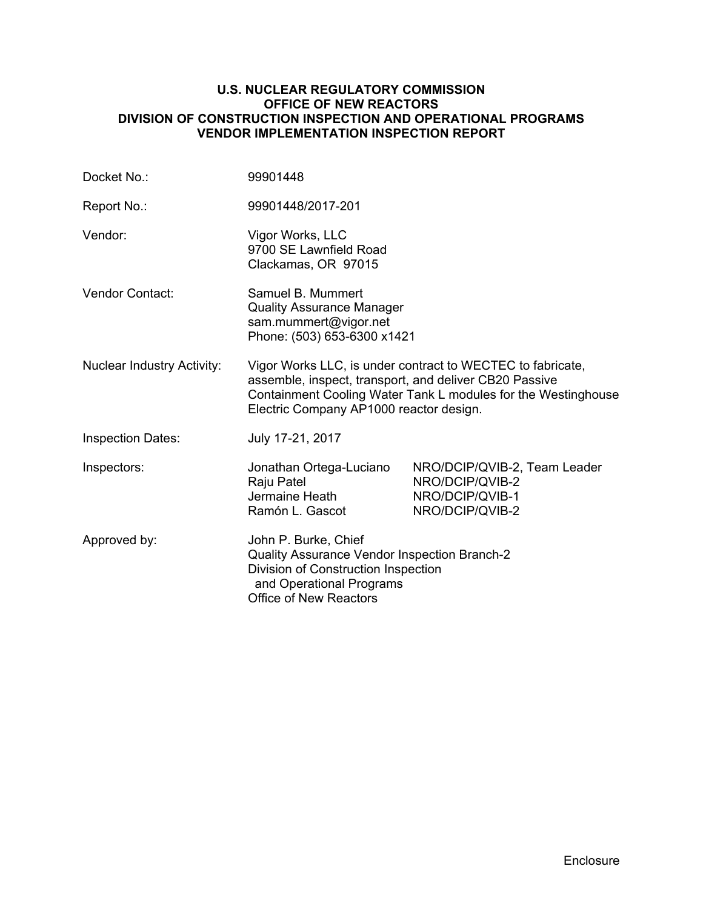**U.S. NUCLEAR REGULATORY COMMISSION**
**OFFICE OF NEW REACTORS**
**DIVISION OF CONSTRUCTION INSPECTION AND OPERATIONAL PROGRAMS**
**VENDOR IMPLEMENTATION INSPECTION REPORT**

| | | |
|---|---|---|
| Docket No.: | 99901448 | |
| Report No.: | 99901448/2017-201 | |
| Vendor: | Vigor Works, LLC<br>9700 SE Lawnfield Road<br>Clackamas, OR 97015 | |
| Vendor Contact: | Samuel B. Mummert<br>Quality Assurance Manager<br>sam.mummert@vigor.net<br>Phone: (503) 653-6300 x1421 | |
| Nuclear Industry Activity: | Vigor Works LLC, is under contract to WECTEC to fabricate, assemble, inspect, transport, and deliver CB20 Passive Containment Cooling Water Tank L modules for the Westinghouse Electric Company AP1000 reactor design. | |
| Inspection Dates: | July 17-21, 2017 | |
| Inspectors: | Jonathan Ortega-Luciano | NRO/DCIP/QVIB-2, Team Leader |
| | Raju Patel | NRO/DCIP/QVIB-2 |
| | Jermaine Heath | NRO/DCIP/QVIB-1 |
| | Ramón L. Gascot | NRO/DCIP/QVIB-2 |
| Approved by: | John P. Burke, Chief<br>Quality Assurance Vendor Inspection Branch-2<br>Division of Construction Inspection<br>and Operational Programs<br>Office of New Reactors | |

Enclosure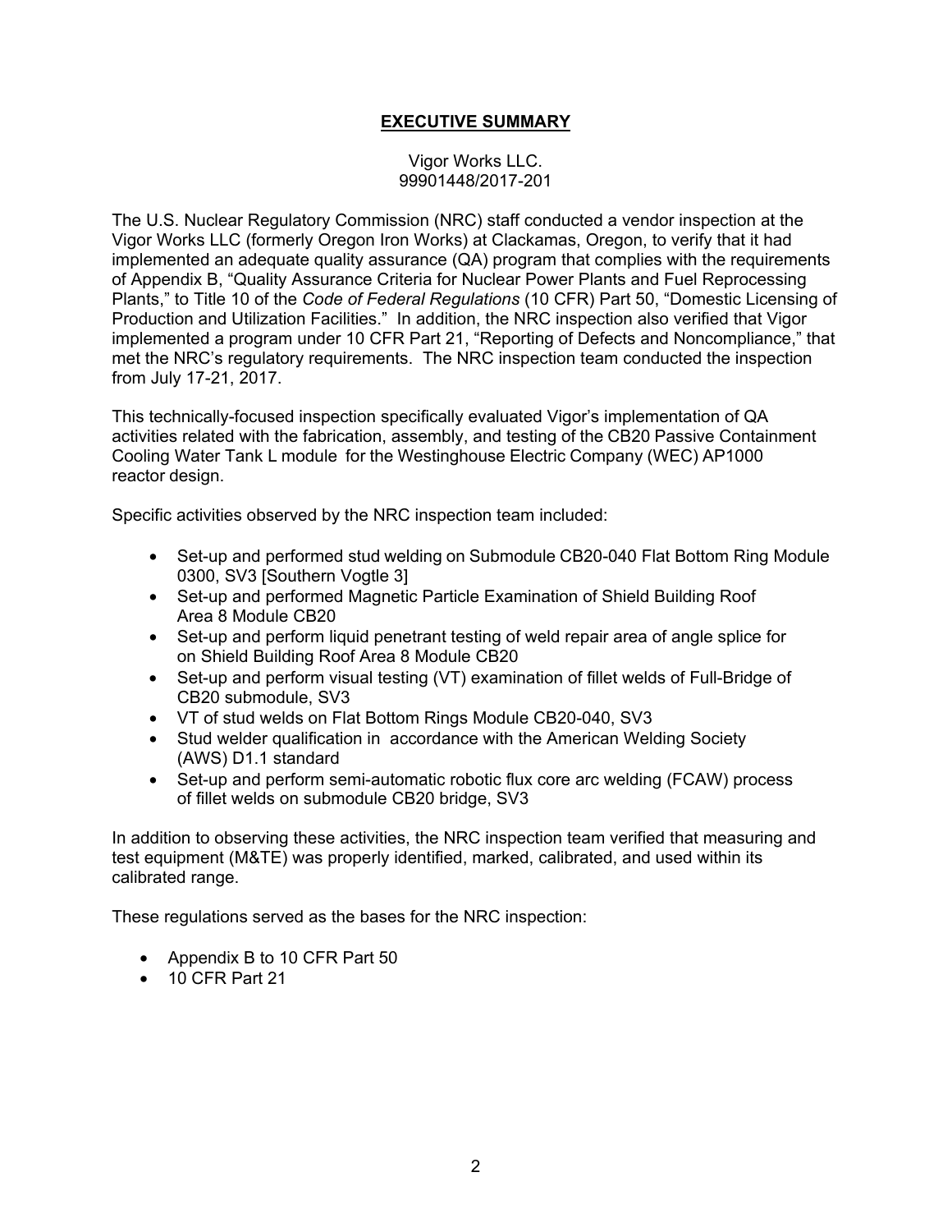## **EXECUTIVE SUMMARY**

Vigor Works LLC.
99901448/2017-201

The U.S. Nuclear Regulatory Commission (NRC) staff conducted a vendor inspection at the Vigor Works LLC (formerly Oregon Iron Works) at Clackamas, Oregon, to verify that it had implemented an adequate quality assurance (QA) program that complies with the requirements of Appendix B, "Quality Assurance Criteria for Nuclear Power Plants and Fuel Reprocessing Plants," to Title 10 of the *Code of Federal Regulations* (10 CFR) Part 50, "Domestic Licensing of Production and Utilization Facilities." In addition, the NRC inspection also verified that Vigor implemented a program under 10 CFR Part 21, "Reporting of Defects and Noncompliance," that met the NRC's regulatory requirements. The NRC inspection team conducted the inspection from July 17-21, 2017.

This technically-focused inspection specifically evaluated Vigor's implementation of QA activities related with the fabrication, assembly, and testing of the CB20 Passive Containment Cooling Water Tank L module for the Westinghouse Electric Company (WEC) AP1000 reactor design.

Specific activities observed by the NRC inspection team included:

- Set-up and performed stud welding on Submodule CB20-040 Flat Bottom Ring Module 0300, SV3 [Southern Vogtle 3]
- Set-up and performed Magnetic Particle Examination of Shield Building Roof Area 8 Module CB20
- Set-up and perform liquid penetrant testing of weld repair area of angle splice for on Shield Building Roof Area 8 Module CB20
- Set-up and perform visual testing (VT) examination of fillet welds of Full-Bridge of CB20 submodule, SV3
- VT of stud welds on Flat Bottom Rings Module CB20-040, SV3
- Stud welder qualification in accordance with the American Welding Society (AWS) D1.1 standard
- Set-up and perform semi-automatic robotic flux core arc welding (FCAW) process of fillet welds on submodule CB20 bridge, SV3

In addition to observing these activities, the NRC inspection team verified that measuring and test equipment (M&TE) was properly identified, marked, calibrated, and used within its calibrated range.

These regulations served as the bases for the NRC inspection:

- Appendix B to 10 CFR Part 50
- 10 CFR Part 21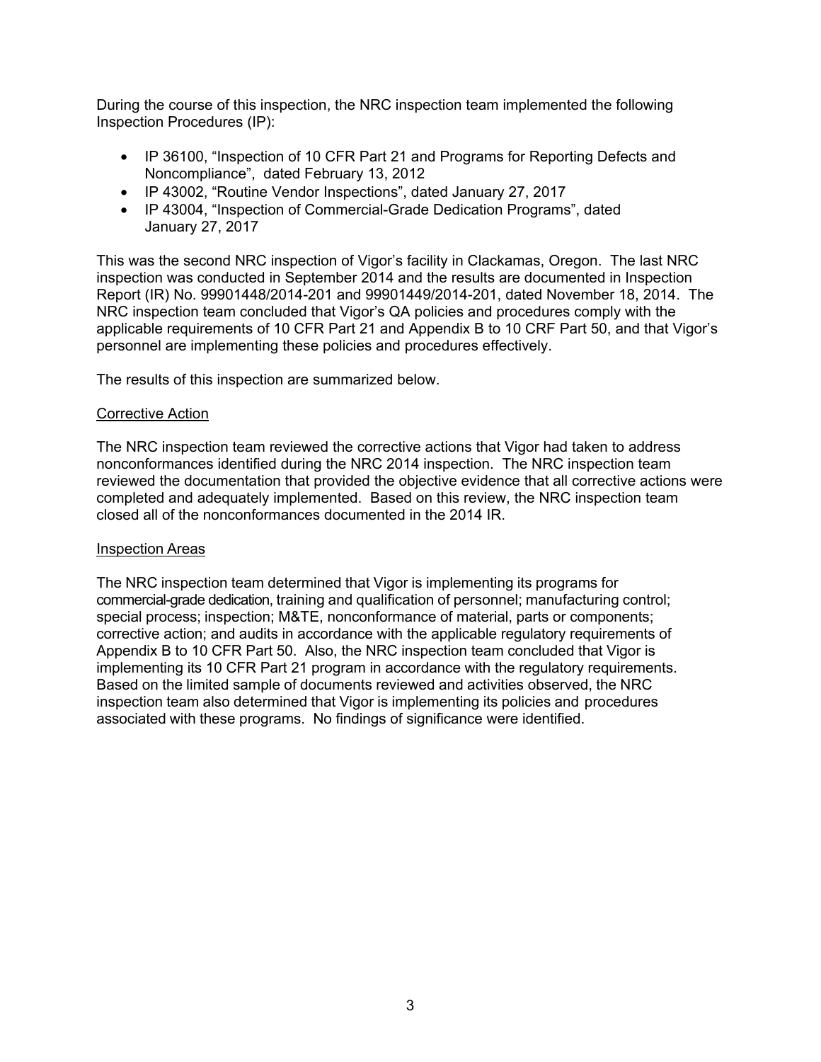During the course of this inspection, the NRC inspection team implemented the following Inspection Procedures (IP):

- IP 36100, "Inspection of 10 CFR Part 21 and Programs for Reporting Defects and Noncompliance", dated February 13, 2012
- IP 43002, "Routine Vendor Inspections", dated January 27, 2017
- IP 43004, "Inspection of Commercial-Grade Dedication Programs", dated January 27, 2017

This was the second NRC inspection of Vigor's facility in Clackamas, Oregon. The last NRC inspection was conducted in September 2014 and the results are documented in Inspection Report (IR) No. 99901448/2014-201 and 99901449/2014-201, dated November 18, 2014. The NRC inspection team concluded that Vigor's QA policies and procedures comply with the applicable requirements of 10 CFR Part 21 and Appendix B to 10 CRF Part 50, and that Vigor's personnel are implementing these policies and procedures effectively.

The results of this inspection are summarized below.

Corrective Action

The NRC inspection team reviewed the corrective actions that Vigor had taken to address nonconformances identified during the NRC 2014 inspection. The NRC inspection team reviewed the documentation that provided the objective evidence that all corrective actions were completed and adequately implemented. Based on this review, the NRC inspection team closed all of the nonconformances documented in the 2014 IR.

Inspection Areas

The NRC inspection team determined that Vigor is implementing its programs for commercial-grade dedication, training and qualification of personnel; manufacturing control; special process; inspection; M&TE, nonconformance of material, parts or components; corrective action; and audits in accordance with the applicable regulatory requirements of Appendix B to 10 CFR Part 50. Also, the NRC inspection team concluded that Vigor is implementing its 10 CFR Part 21 program in accordance with the regulatory requirements. Based on the limited sample of documents reviewed and activities observed, the NRC inspection team also determined that Vigor is implementing its policies and procedures associated with these programs. No findings of significance were identified.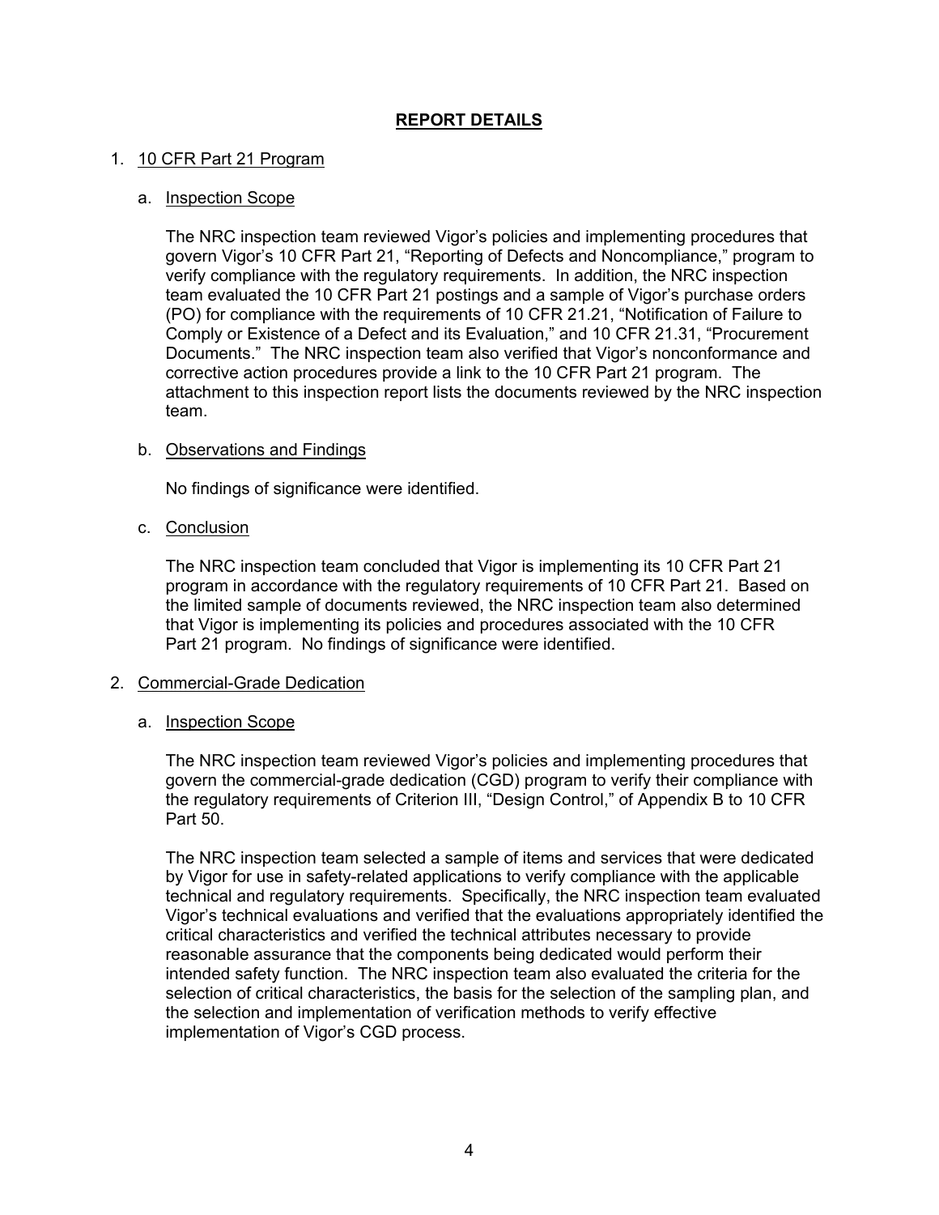## REPORT DETAILS

1. 10 CFR Part 21 Program

   a. Inspection Scope

      The NRC inspection team reviewed Vigor's policies and implementing procedures that govern Vigor's 10 CFR Part 21, "Reporting of Defects and Noncompliance," program to verify compliance with the regulatory requirements. In addition, the NRC inspection team evaluated the 10 CFR Part 21 postings and a sample of Vigor's purchase orders (PO) for compliance with the requirements of 10 CFR 21.21, "Notification of Failure to Comply or Existence of a Defect and its Evaluation," and 10 CFR 21.31, "Procurement Documents." The NRC inspection team also verified that Vigor's nonconformance and corrective action procedures provide a link to the 10 CFR Part 21 program. The attachment to this inspection report lists the documents reviewed by the NRC inspection team.

   b. Observations and Findings

      No findings of significance were identified.

   c. Conclusion

      The NRC inspection team concluded that Vigor is implementing its 10 CFR Part 21 program in accordance with the regulatory requirements of 10 CFR Part 21. Based on the limited sample of documents reviewed, the NRC inspection team also determined that Vigor is implementing its policies and procedures associated with the 10 CFR Part 21 program. No findings of significance were identified.

2. Commercial-Grade Dedication

   a. Inspection Scope

      The NRC inspection team reviewed Vigor's policies and implementing procedures that govern the commercial-grade dedication (CGD) program to verify their compliance with the regulatory requirements of Criterion III, "Design Control," of Appendix B to 10 CFR Part 50.

      The NRC inspection team selected a sample of items and services that were dedicated by Vigor for use in safety-related applications to verify compliance with the applicable technical and regulatory requirements. Specifically, the NRC inspection team evaluated Vigor's technical evaluations and verified that the evaluations appropriately identified the critical characteristics and verified the technical attributes necessary to provide reasonable assurance that the components being dedicated would perform their intended safety function. The NRC inspection team also evaluated the criteria for the selection of critical characteristics, the basis for the selection of the sampling plan, and the selection and implementation of verification methods to verify effective implementation of Vigor's CGD process.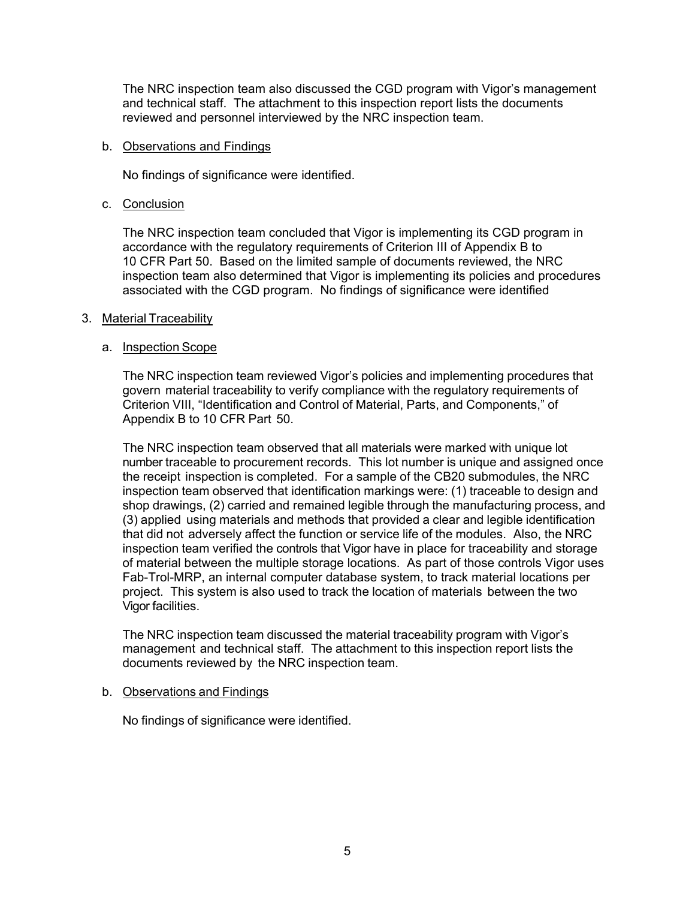The NRC inspection team also discussed the CGD program with Vigor's management and technical staff. The attachment to this inspection report lists the documents reviewed and personnel interviewed by the NRC inspection team.

b. Observations and Findings

No findings of significance were identified.

c. Conclusion

The NRC inspection team concluded that Vigor is implementing its CGD program in accordance with the regulatory requirements of Criterion III of Appendix B to 10 CFR Part 50. Based on the limited sample of documents reviewed, the NRC inspection team also determined that Vigor is implementing its policies and procedures associated with the CGD program. No findings of significance were identified

3. Material Traceability

a. Inspection Scope

The NRC inspection team reviewed Vigor's policies and implementing procedures that govern material traceability to verify compliance with the regulatory requirements of Criterion VIII, "Identification and Control of Material, Parts, and Components," of Appendix B to 10 CFR Part 50.

The NRC inspection team observed that all materials were marked with unique lot number traceable to procurement records. This lot number is unique and assigned once the receipt inspection is completed. For a sample of the CB20 submodules, the NRC inspection team observed that identification markings were: (1) traceable to design and shop drawings, (2) carried and remained legible through the manufacturing process, and (3) applied using materials and methods that provided a clear and legible identification that did not adversely affect the function or service life of the modules. Also, the NRC inspection team verified the controls that Vigor have in place for traceability and storage of material between the multiple storage locations. As part of those controls Vigor uses Fab-Trol-MRP, an internal computer database system, to track material locations per project. This system is also used to track the location of materials between the two Vigor facilities.

The NRC inspection team discussed the material traceability program with Vigor's management and technical staff. The attachment to this inspection report lists the documents reviewed by the NRC inspection team.

b. Observations and Findings

No findings of significance were identified.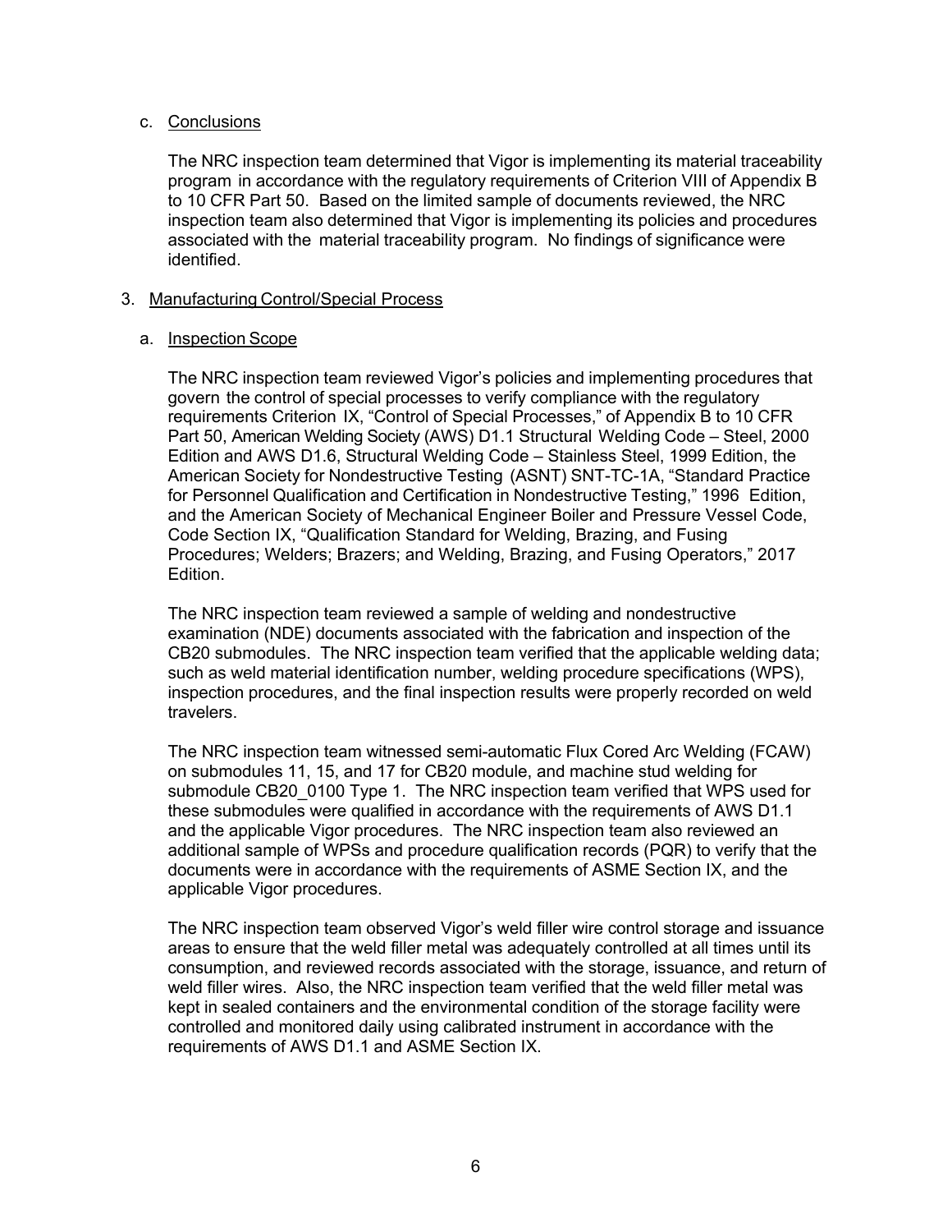c. Conclusions

The NRC inspection team determined that Vigor is implementing its material traceability program in accordance with the regulatory requirements of Criterion VIII of Appendix B to 10 CFR Part 50. Based on the limited sample of documents reviewed, the NRC inspection team also determined that Vigor is implementing its policies and procedures associated with the material traceability program. No findings of significance were identified.

3. Manufacturing Control/Special Process

a. Inspection Scope

The NRC inspection team reviewed Vigor's policies and implementing procedures that govern the control of special processes to verify compliance with the regulatory requirements Criterion IX, "Control of Special Processes," of Appendix B to 10 CFR Part 50, American Welding Society (AWS) D1.1 Structural Welding Code – Steel, 2000 Edition and AWS D1.6, Structural Welding Code – Stainless Steel, 1999 Edition, the American Society for Nondestructive Testing (ASNT) SNT-TC-1A, "Standard Practice for Personnel Qualification and Certification in Nondestructive Testing," 1996 Edition, and the American Society of Mechanical Engineer Boiler and Pressure Vessel Code, Code Section IX, "Qualification Standard for Welding, Brazing, and Fusing Procedures; Welders; Brazers; and Welding, Brazing, and Fusing Operators," 2017 Edition.

The NRC inspection team reviewed a sample of welding and nondestructive examination (NDE) documents associated with the fabrication and inspection of the CB20 submodules. The NRC inspection team verified that the applicable welding data; such as weld material identification number, welding procedure specifications (WPS), inspection procedures, and the final inspection results were properly recorded on weld travelers.

The NRC inspection team witnessed semi-automatic Flux Cored Arc Welding (FCAW) on submodules 11, 15, and 17 for CB20 module, and machine stud welding for submodule CB20_0100 Type 1. The NRC inspection team verified that WPS used for these submodules were qualified in accordance with the requirements of AWS D1.1 and the applicable Vigor procedures. The NRC inspection team also reviewed an additional sample of WPSs and procedure qualification records (PQR) to verify that the documents were in accordance with the requirements of ASME Section IX, and the applicable Vigor procedures.

The NRC inspection team observed Vigor's weld filler wire control storage and issuance areas to ensure that the weld filler metal was adequately controlled at all times until its consumption, and reviewed records associated with the storage, issuance, and return of weld filler wires. Also, the NRC inspection team verified that the weld filler metal was kept in sealed containers and the environmental condition of the storage facility were controlled and monitored daily using calibrated instrument in accordance with the requirements of AWS D1.1 and ASME Section IX.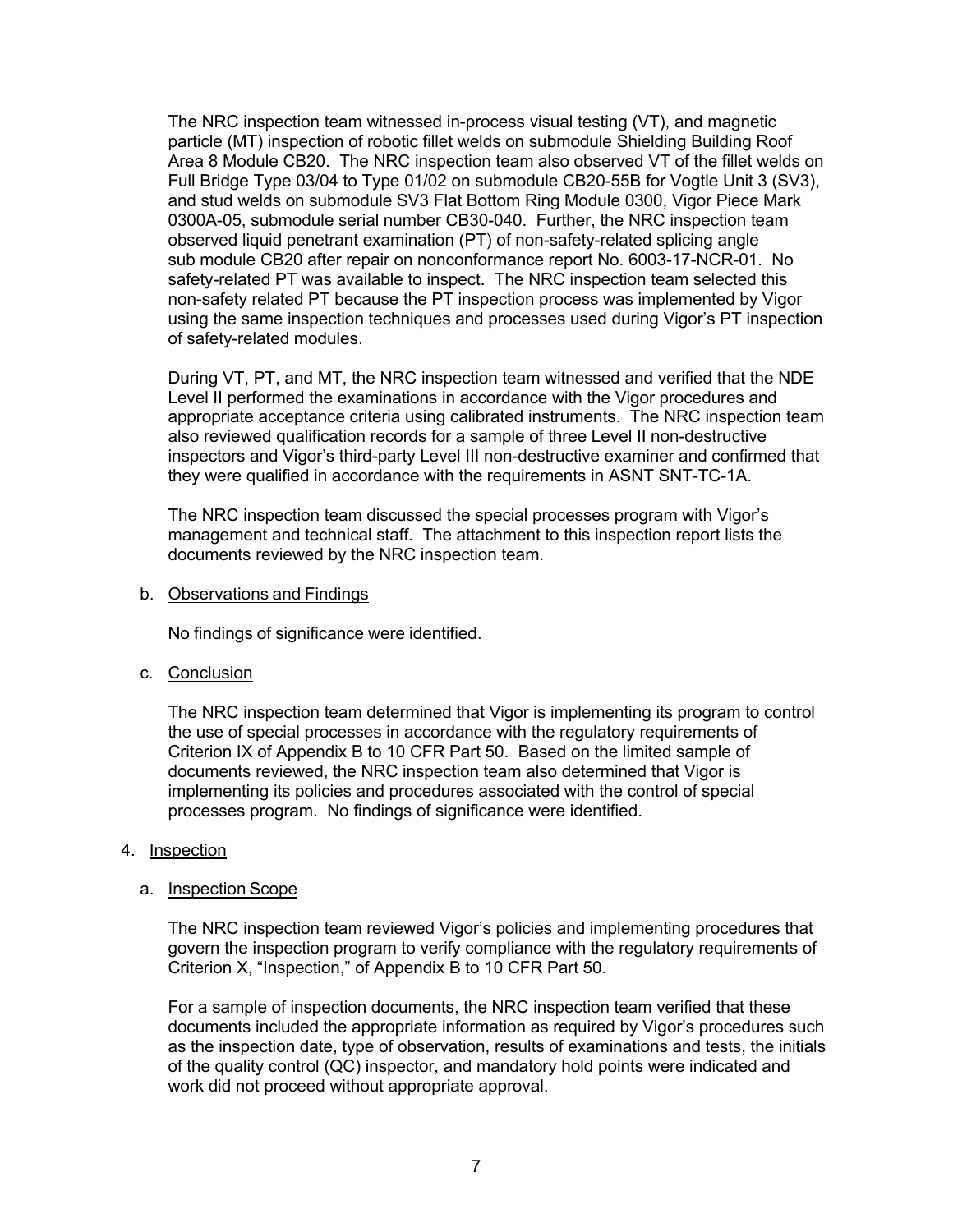The NRC inspection team witnessed in-process visual testing (VT), and magnetic particle (MT) inspection of robotic fillet welds on submodule Shielding Building Roof Area 8 Module CB20. The NRC inspection team also observed VT of the fillet welds on Full Bridge Type 03/04 to Type 01/02 on submodule CB20-55B for Vogtle Unit 3 (SV3), and stud welds on submodule SV3 Flat Bottom Ring Module 0300, Vigor Piece Mark 0300A-05, submodule serial number CB30-040. Further, the NRC inspection team observed liquid penetrant examination (PT) of non-safety-related splicing angle sub module CB20 after repair on nonconformance report No. 6003-17-NCR-01. No safety-related PT was available to inspect. The NRC inspection team selected this non-safety related PT because the PT inspection process was implemented by Vigor using the same inspection techniques and processes used during Vigor's PT inspection of safety-related modules.

During VT, PT, and MT, the NRC inspection team witnessed and verified that the NDE Level II performed the examinations in accordance with the Vigor procedures and appropriate acceptance criteria using calibrated instruments. The NRC inspection team also reviewed qualification records for a sample of three Level II non-destructive inspectors and Vigor's third-party Level III non-destructive examiner and confirmed that they were qualified in accordance with the requirements in ASNT SNT-TC-1A.

The NRC inspection team discussed the special processes program with Vigor's management and technical staff. The attachment to this inspection report lists the documents reviewed by the NRC inspection team.

b. Observations and Findings

No findings of significance were identified.

c. Conclusion

The NRC inspection team determined that Vigor is implementing its program to control the use of special processes in accordance with the regulatory requirements of Criterion IX of Appendix B to 10 CFR Part 50. Based on the limited sample of documents reviewed, the NRC inspection team also determined that Vigor is implementing its policies and procedures associated with the control of special processes program. No findings of significance were identified.

4. Inspection

a. Inspection Scope

The NRC inspection team reviewed Vigor's policies and implementing procedures that govern the inspection program to verify compliance with the regulatory requirements of Criterion X, "Inspection," of Appendix B to 10 CFR Part 50.

For a sample of inspection documents, the NRC inspection team verified that these documents included the appropriate information as required by Vigor's procedures such as the inspection date, type of observation, results of examinations and tests, the initials of the quality control (QC) inspector, and mandatory hold points were indicated and work did not proceed without appropriate approval.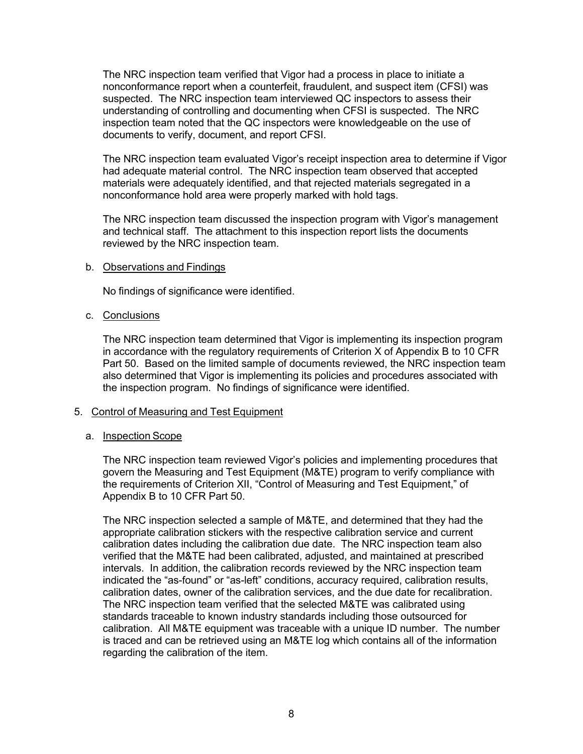The NRC inspection team verified that Vigor had a process in place to initiate a nonconformance report when a counterfeit, fraudulent, and suspect item (CFSI) was suspected. The NRC inspection team interviewed QC inspectors to assess their understanding of controlling and documenting when CFSI is suspected. The NRC inspection team noted that the QC inspectors were knowledgeable on the use of documents to verify, document, and report CFSI.

The NRC inspection team evaluated Vigor's receipt inspection area to determine if Vigor had adequate material control. The NRC inspection team observed that accepted materials were adequately identified, and that rejected materials segregated in a nonconformance hold area were properly marked with hold tags.

The NRC inspection team discussed the inspection program with Vigor's management and technical staff. The attachment to this inspection report lists the documents reviewed by the NRC inspection team.

b. Observations and Findings

No findings of significance were identified.

c. Conclusions

The NRC inspection team determined that Vigor is implementing its inspection program in accordance with the regulatory requirements of Criterion X of Appendix B to 10 CFR Part 50. Based on the limited sample of documents reviewed, the NRC inspection team also determined that Vigor is implementing its policies and procedures associated with the inspection program. No findings of significance were identified.

## 5. Control of Measuring and Test Equipment

a. Inspection Scope

The NRC inspection team reviewed Vigor's policies and implementing procedures that govern the Measuring and Test Equipment (M&TE) program to verify compliance with the requirements of Criterion XII, "Control of Measuring and Test Equipment," of Appendix B to 10 CFR Part 50.

The NRC inspection selected a sample of M&TE, and determined that they had the appropriate calibration stickers with the respective calibration service and current calibration dates including the calibration due date. The NRC inspection team also verified that the M&TE had been calibrated, adjusted, and maintained at prescribed intervals. In addition, the calibration records reviewed by the NRC inspection team indicated the "as-found" or "as-left" conditions, accuracy required, calibration results, calibration dates, owner of the calibration services, and the due date for recalibration. The NRC inspection team verified that the selected M&TE was calibrated using standards traceable to known industry standards including those outsourced for calibration. All M&TE equipment was traceable with a unique ID number. The number is traced and can be retrieved using an M&TE log which contains all of the information regarding the calibration of the item.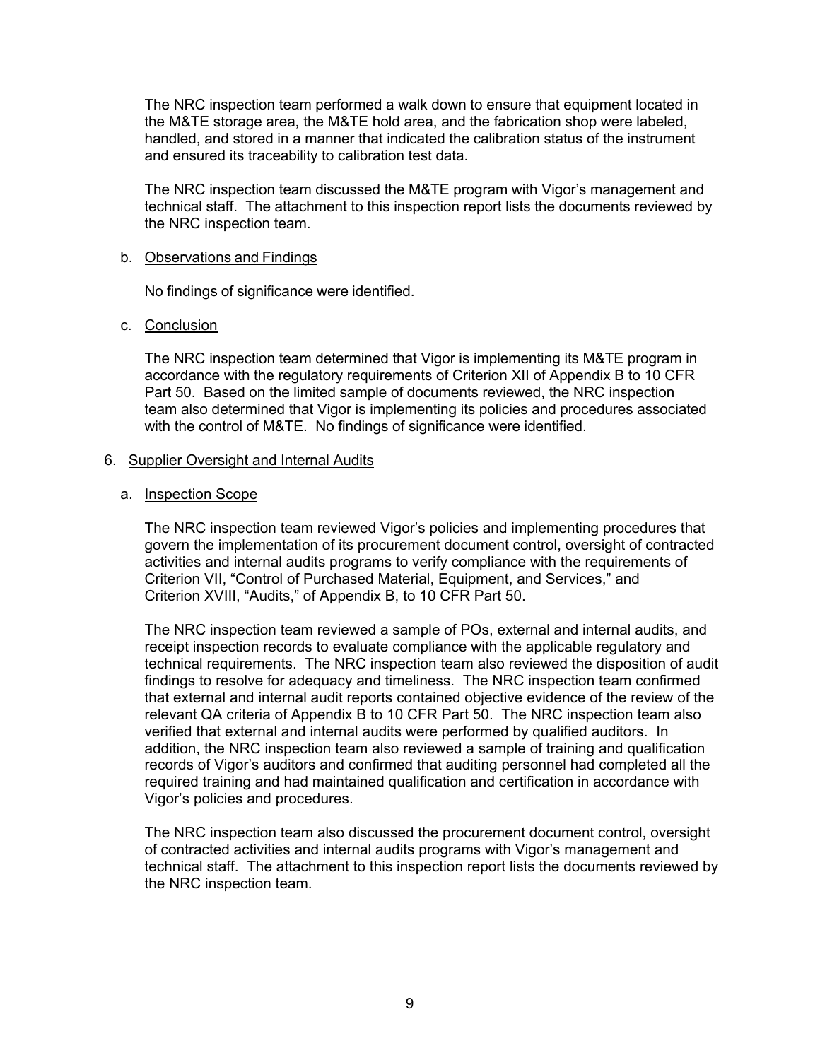The NRC inspection team performed a walk down to ensure that equipment located in the M&TE storage area, the M&TE hold area, and the fabrication shop were labeled, handled, and stored in a manner that indicated the calibration status of the instrument and ensured its traceability to calibration test data.

The NRC inspection team discussed the M&TE program with Vigor's management and technical staff. The attachment to this inspection report lists the documents reviewed by the NRC inspection team.

b. Observations and Findings

No findings of significance were identified.

c. Conclusion

The NRC inspection team determined that Vigor is implementing its M&TE program in accordance with the regulatory requirements of Criterion XII of Appendix B to 10 CFR Part 50. Based on the limited sample of documents reviewed, the NRC inspection team also determined that Vigor is implementing its policies and procedures associated with the control of M&TE. No findings of significance were identified.

6. Supplier Oversight and Internal Audits

a. Inspection Scope

The NRC inspection team reviewed Vigor's policies and implementing procedures that govern the implementation of its procurement document control, oversight of contracted activities and internal audits programs to verify compliance with the requirements of Criterion VII, "Control of Purchased Material, Equipment, and Services," and Criterion XVIII, "Audits," of Appendix B, to 10 CFR Part 50.

The NRC inspection team reviewed a sample of POs, external and internal audits, and receipt inspection records to evaluate compliance with the applicable regulatory and technical requirements. The NRC inspection team also reviewed the disposition of audit findings to resolve for adequacy and timeliness. The NRC inspection team confirmed that external and internal audit reports contained objective evidence of the review of the relevant QA criteria of Appendix B to 10 CFR Part 50. The NRC inspection team also verified that external and internal audits were performed by qualified auditors. In addition, the NRC inspection team also reviewed a sample of training and qualification records of Vigor's auditors and confirmed that auditing personnel had completed all the required training and had maintained qualification and certification in accordance with Vigor's policies and procedures.

The NRC inspection team also discussed the procurement document control, oversight of contracted activities and internal audits programs with Vigor's management and technical staff. The attachment to this inspection report lists the documents reviewed by the NRC inspection team.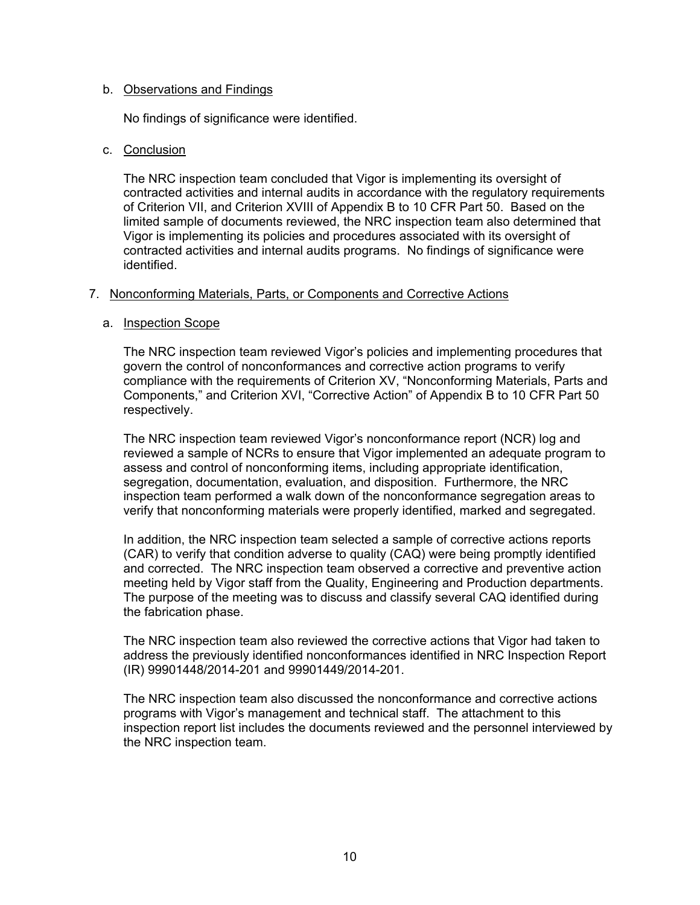b. Observations and Findings

No findings of significance were identified.

c. Conclusion

The NRC inspection team concluded that Vigor is implementing its oversight of contracted activities and internal audits in accordance with the regulatory requirements of Criterion VII, and Criterion XVIII of Appendix B to 10 CFR Part 50. Based on the limited sample of documents reviewed, the NRC inspection team also determined that Vigor is implementing its policies and procedures associated with its oversight of contracted activities and internal audits programs. No findings of significance were identified.

7. Nonconforming Materials, Parts, or Components and Corrective Actions

a. Inspection Scope

The NRC inspection team reviewed Vigor's policies and implementing procedures that govern the control of nonconformances and corrective action programs to verify compliance with the requirements of Criterion XV, "Nonconforming Materials, Parts and Components," and Criterion XVI, "Corrective Action" of Appendix B to 10 CFR Part 50 respectively.

The NRC inspection team reviewed Vigor's nonconformance report (NCR) log and reviewed a sample of NCRs to ensure that Vigor implemented an adequate program to assess and control of nonconforming items, including appropriate identification, segregation, documentation, evaluation, and disposition. Furthermore, the NRC inspection team performed a walk down of the nonconformance segregation areas to verify that nonconforming materials were properly identified, marked and segregated.

In addition, the NRC inspection team selected a sample of corrective actions reports (CAR) to verify that condition adverse to quality (CAQ) were being promptly identified and corrected. The NRC inspection team observed a corrective and preventive action meeting held by Vigor staff from the Quality, Engineering and Production departments. The purpose of the meeting was to discuss and classify several CAQ identified during the fabrication phase.

The NRC inspection team also reviewed the corrective actions that Vigor had taken to address the previously identified nonconformances identified in NRC Inspection Report (IR) 99901448/2014-201 and 99901449/2014-201.

The NRC inspection team also discussed the nonconformance and corrective actions programs with Vigor's management and technical staff. The attachment to this inspection report list includes the documents reviewed and the personnel interviewed by the NRC inspection team.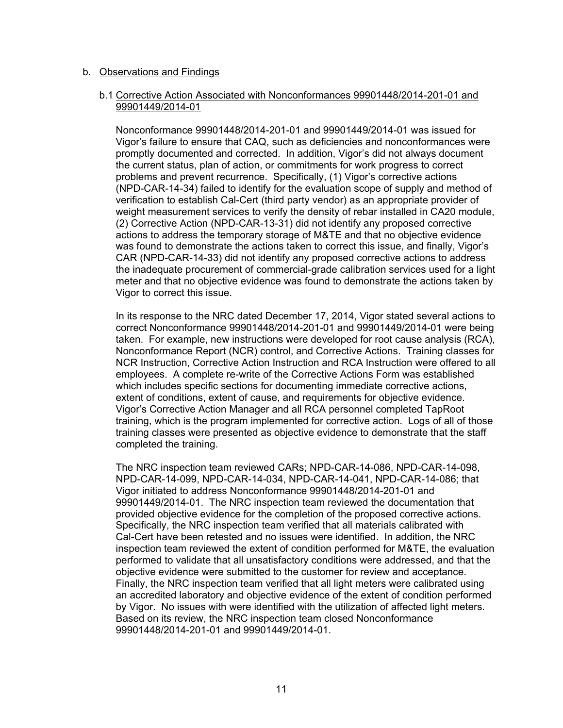b. Observations and Findings

b.1 Corrective Action Associated with Nonconformances 99901448/2014-201-01 and 99901449/2014-01

Nonconformance 99901448/2014-201-01 and 99901449/2014-01 was issued for Vigor's failure to ensure that CAQ, such as deficiencies and nonconformances were promptly documented and corrected. In addition, Vigor's did not always document the current status, plan of action, or commitments for work progress to correct problems and prevent recurrence. Specifically, (1) Vigor's corrective actions (NPD-CAR-14-34) failed to identify for the evaluation scope of supply and method of verification to establish Cal-Cert (third party vendor) as an appropriate provider of weight measurement services to verify the density of rebar installed in CA20 module, (2) Corrective Action (NPD-CAR-13-31) did not identify any proposed corrective actions to address the temporary storage of M&TE and that no objective evidence was found to demonstrate the actions taken to correct this issue, and finally, Vigor's CAR (NPD-CAR-14-33) did not identify any proposed corrective actions to address the inadequate procurement of commercial-grade calibration services used for a light meter and that no objective evidence was found to demonstrate the actions taken by Vigor to correct this issue.

In its response to the NRC dated December 17, 2014, Vigor stated several actions to correct Nonconformance 99901448/2014-201-01 and 99901449/2014-01 were being taken. For example, new instructions were developed for root cause analysis (RCA), Nonconformance Report (NCR) control, and Corrective Actions. Training classes for NCR Instruction, Corrective Action Instruction and RCA Instruction were offered to all employees. A complete re-write of the Corrective Actions Form was established which includes specific sections for documenting immediate corrective actions, extent of conditions, extent of cause, and requirements for objective evidence. Vigor's Corrective Action Manager and all RCA personnel completed TapRoot training, which is the program implemented for corrective action. Logs of all of those training classes were presented as objective evidence to demonstrate that the staff completed the training.

The NRC inspection team reviewed CARs; NPD-CAR-14-086, NPD-CAR-14-098, NPD-CAR-14-099, NPD-CAR-14-034, NPD-CAR-14-041, NPD-CAR-14-086; that Vigor initiated to address Nonconformance 99901448/2014-201-01 and 99901449/2014-01. The NRC inspection team reviewed the documentation that provided objective evidence for the completion of the proposed corrective actions. Specifically, the NRC inspection team verified that all materials calibrated with Cal-Cert have been retested and no issues were identified. In addition, the NRC inspection team reviewed the extent of condition performed for M&TE, the evaluation performed to validate that all unsatisfactory conditions were addressed, and that the objective evidence were submitted to the customer for review and acceptance. Finally, the NRC inspection team verified that all light meters were calibrated using an accredited laboratory and objective evidence of the extent of condition performed by Vigor. No issues with were identified with the utilization of affected light meters. Based on its review, the NRC inspection team closed Nonconformance 99901448/2014-201-01 and 99901449/2014-01.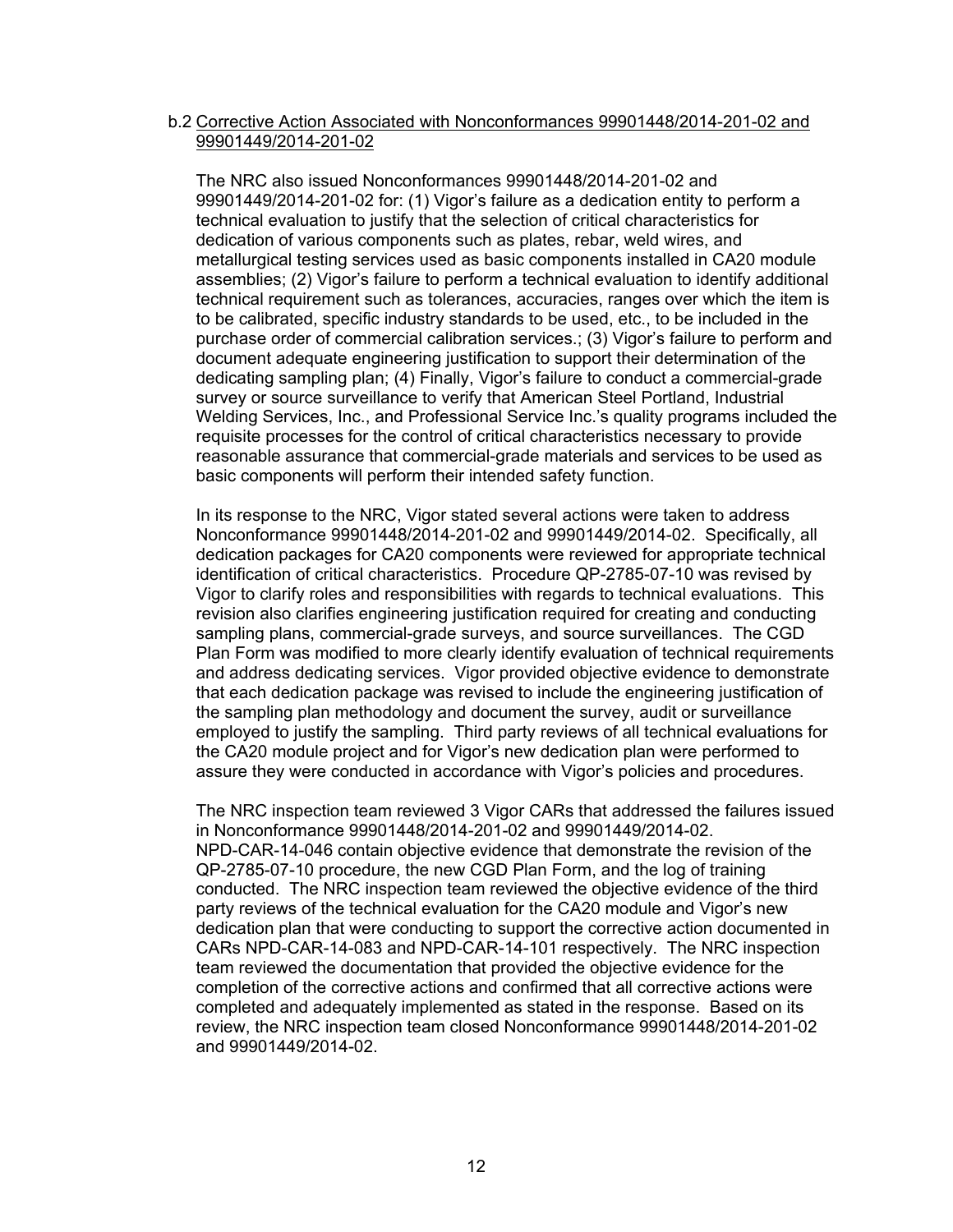b.2 Corrective Action Associated with Nonconformances 99901448/2014-201-02 and 99901449/2014-201-02

The NRC also issued Nonconformances 99901448/2014-201-02 and 99901449/2014-201-02 for: (1) Vigor's failure as a dedication entity to perform a technical evaluation to justify that the selection of critical characteristics for dedication of various components such as plates, rebar, weld wires, and metallurgical testing services used as basic components installed in CA20 module assemblies; (2) Vigor's failure to perform a technical evaluation to identify additional technical requirement such as tolerances, accuracies, ranges over which the item is to be calibrated, specific industry standards to be used, etc., to be included in the purchase order of commercial calibration services.; (3) Vigor's failure to perform and document adequate engineering justification to support their determination of the dedicating sampling plan; (4) Finally, Vigor's failure to conduct a commercial-grade survey or source surveillance to verify that American Steel Portland, Industrial Welding Services, Inc., and Professional Service Inc.'s quality programs included the requisite processes for the control of critical characteristics necessary to provide reasonable assurance that commercial-grade materials and services to be used as basic components will perform their intended safety function.

In its response to the NRC, Vigor stated several actions were taken to address Nonconformance 99901448/2014-201-02 and 99901449/2014-02. Specifically, all dedication packages for CA20 components were reviewed for appropriate technical identification of critical characteristics. Procedure QP-2785-07-10 was revised by Vigor to clarify roles and responsibilities with regards to technical evaluations. This revision also clarifies engineering justification required for creating and conducting sampling plans, commercial-grade surveys, and source surveillances. The CGD Plan Form was modified to more clearly identify evaluation of technical requirements and address dedicating services. Vigor provided objective evidence to demonstrate that each dedication package was revised to include the engineering justification of the sampling plan methodology and document the survey, audit or surveillance employed to justify the sampling. Third party reviews of all technical evaluations for the CA20 module project and for Vigor's new dedication plan were performed to assure they were conducted in accordance with Vigor's policies and procedures.

The NRC inspection team reviewed 3 Vigor CARs that addressed the failures issued in Nonconformance 99901448/2014-201-02 and 99901449/2014-02. NPD-CAR-14-046 contain objective evidence that demonstrate the revision of the QP-2785-07-10 procedure, the new CGD Plan Form, and the log of training conducted. The NRC inspection team reviewed the objective evidence of the third party reviews of the technical evaluation for the CA20 module and Vigor's new dedication plan that were conducting to support the corrective action documented in CARs NPD-CAR-14-083 and NPD-CAR-14-101 respectively. The NRC inspection team reviewed the documentation that provided the objective evidence for the completion of the corrective actions and confirmed that all corrective actions were completed and adequately implemented as stated in the response. Based on its review, the NRC inspection team closed Nonconformance 99901448/2014-201-02 and 99901449/2014-02.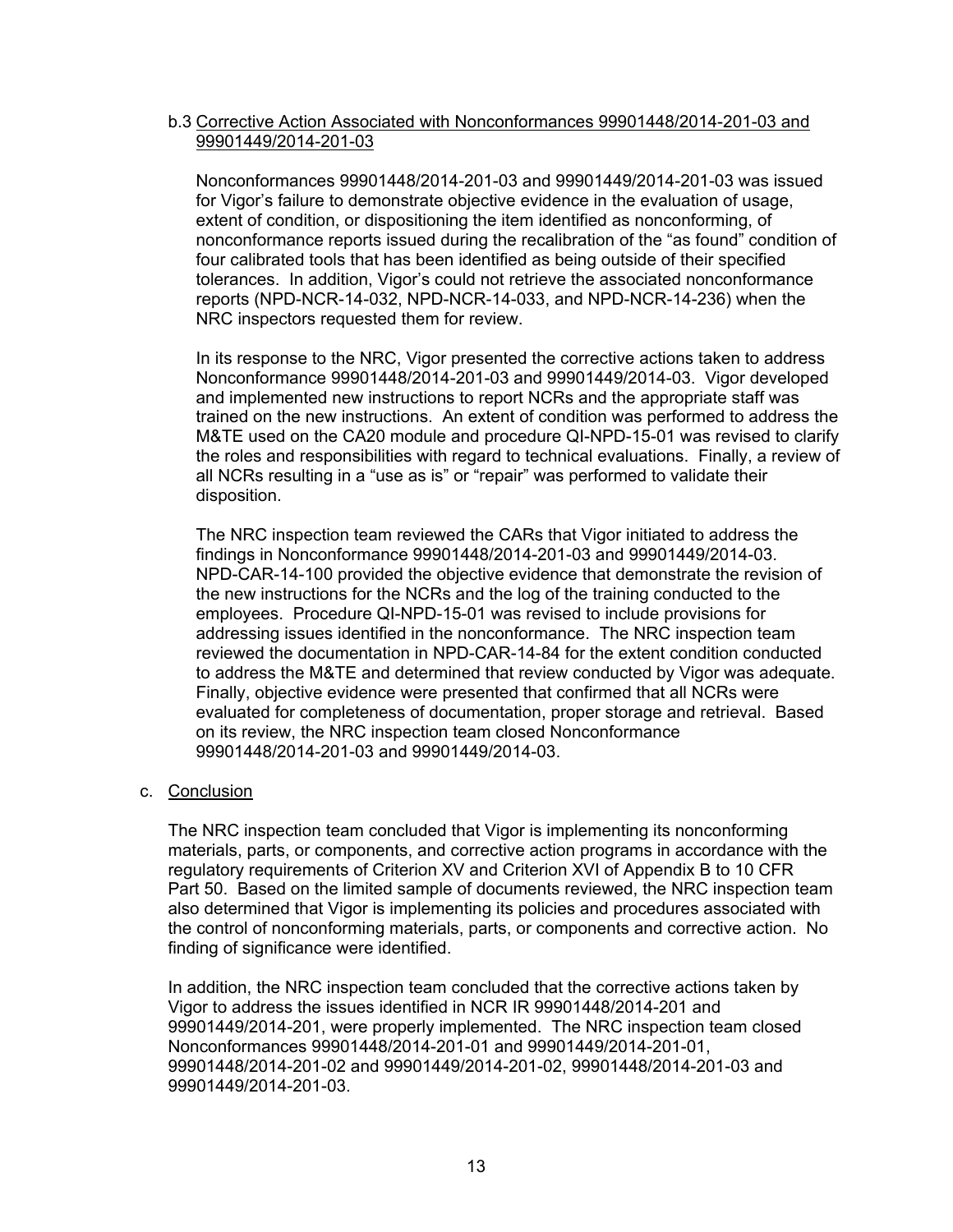b.3 Corrective Action Associated with Nonconformances 99901448/2014-201-03 and 99901449/2014-201-03

Nonconformances 99901448/2014-201-03 and 99901449/2014-201-03 was issued for Vigor's failure to demonstrate objective evidence in the evaluation of usage, extent of condition, or dispositioning the item identified as nonconforming, of nonconformance reports issued during the recalibration of the "as found" condition of four calibrated tools that has been identified as being outside of their specified tolerances. In addition, Vigor's could not retrieve the associated nonconformance reports (NPD-NCR-14-032, NPD-NCR-14-033, and NPD-NCR-14-236) when the NRC inspectors requested them for review.

In its response to the NRC, Vigor presented the corrective actions taken to address Nonconformance 99901448/2014-201-03 and 99901449/2014-03. Vigor developed and implemented new instructions to report NCRs and the appropriate staff was trained on the new instructions. An extent of condition was performed to address the M&TE used on the CA20 module and procedure QI-NPD-15-01 was revised to clarify the roles and responsibilities with regard to technical evaluations. Finally, a review of all NCRs resulting in a "use as is" or "repair" was performed to validate their disposition.

The NRC inspection team reviewed the CARs that Vigor initiated to address the findings in Nonconformance 99901448/2014-201-03 and 99901449/2014-03. NPD-CAR-14-100 provided the objective evidence that demonstrate the revision of the new instructions for the NCRs and the log of the training conducted to the employees. Procedure QI-NPD-15-01 was revised to include provisions for addressing issues identified in the nonconformance. The NRC inspection team reviewed the documentation in NPD-CAR-14-84 for the extent condition conducted to address the M&TE and determined that review conducted by Vigor was adequate. Finally, objective evidence were presented that confirmed that all NCRs were evaluated for completeness of documentation, proper storage and retrieval. Based on its review, the NRC inspection team closed Nonconformance 99901448/2014-201-03 and 99901449/2014-03.

c. Conclusion

The NRC inspection team concluded that Vigor is implementing its nonconforming materials, parts, or components, and corrective action programs in accordance with the regulatory requirements of Criterion XV and Criterion XVI of Appendix B to 10 CFR Part 50. Based on the limited sample of documents reviewed, the NRC inspection team also determined that Vigor is implementing its policies and procedures associated with the control of nonconforming materials, parts, or components and corrective action. No finding of significance were identified.

In addition, the NRC inspection team concluded that the corrective actions taken by Vigor to address the issues identified in NCR IR 99901448/2014-201 and 99901449/2014-201, were properly implemented. The NRC inspection team closed Nonconformances 99901448/2014-201-01 and 99901449/2014-201-01, 99901448/2014-201-02 and 99901449/2014-201-02, 99901448/2014-201-03 and 99901449/2014-201-03.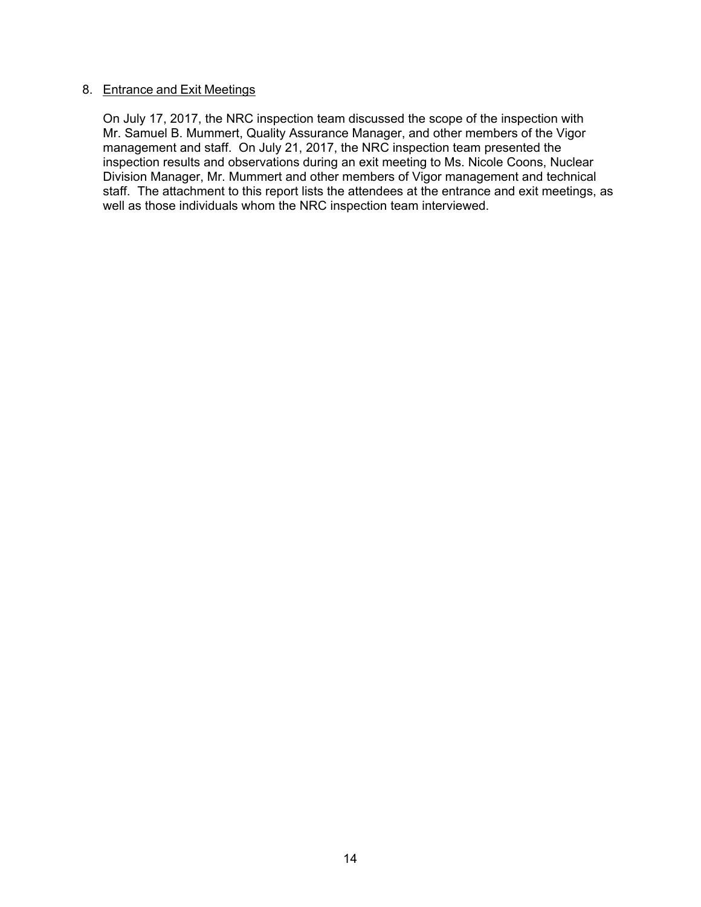## 8. Entrance and Exit Meetings

On July 17, 2017, the NRC inspection team discussed the scope of the inspection with Mr. Samuel B. Mummert, Quality Assurance Manager, and other members of the Vigor management and staff. On July 21, 2017, the NRC inspection team presented the inspection results and observations during an exit meeting to Ms. Nicole Coons, Nuclear Division Manager, Mr. Mummert and other members of Vigor management and technical staff. The attachment to this report lists the attendees at the entrance and exit meetings, as well as those individuals whom the NRC inspection team interviewed.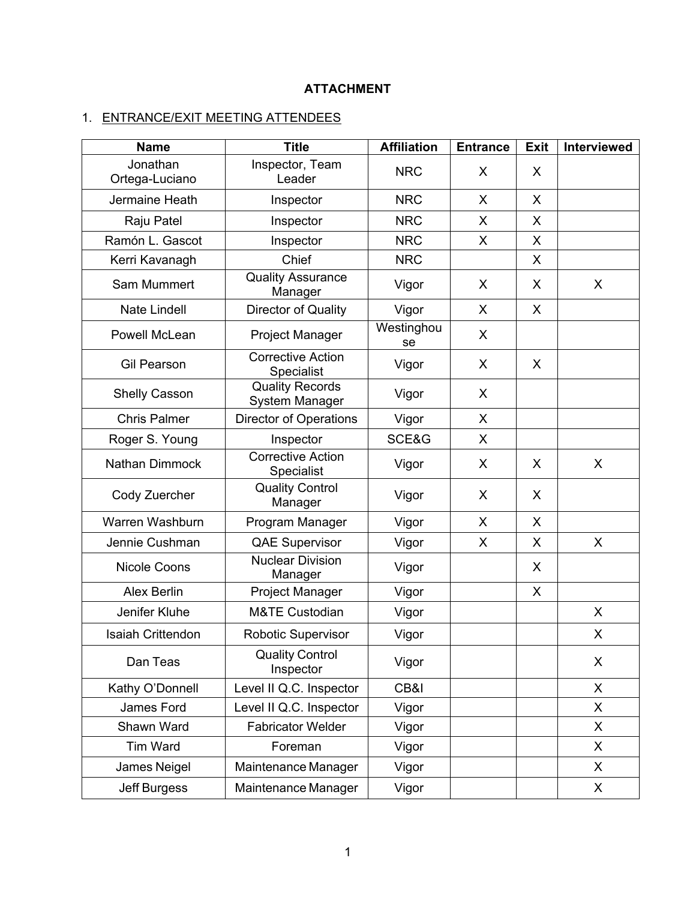**ATTACHMENT**

1. ENTRANCE/EXIT MEETING ATTENDEES

| Name | Title | Affiliation | Entrance | Exit | Interviewed |
|---|---|---|---|---|---|
| Jonathan Ortega-Luciano | Inspector, Team Leader | NRC | X | X | |
| Jermaine Heath | Inspector | NRC | X | X | |
| Raju Patel | Inspector | NRC | X | X | |
| Ramón L. Gascot | Inspector | NRC | X | X | |
| Kerri Kavanagh | Chief | NRC | | X | |
| Sam Mummert | Quality Assurance Manager | Vigor | X | X | X |
| Nate Lindell | Director of Quality | Vigor | X | X | |
| Powell McLean | Project Manager | Westinghouse | X | | |
| Gil Pearson | Corrective Action Specialist | Vigor | X | X | |
| Shelly Casson | Quality Records System Manager | Vigor | X | | |
| Chris Palmer | Director of Operations | Vigor | X | | |
| Roger S. Young | Inspector | SCE&G | X | | |
| Nathan Dimmock | Corrective Action Specialist | Vigor | X | X | X |
| Cody Zuercher | Quality Control Manager | Vigor | X | X | |
| Warren Washburn | Program Manager | Vigor | X | X | |
| Jennie Cushman | QAE Supervisor | Vigor | X | X | X |
| Nicole Coons | Nuclear Division Manager | Vigor | | X | |
| Alex Berlin | Project Manager | Vigor | | X | |
| Jenifer Kluhe | M&TE Custodian | Vigor | | | X |
| Isaiah Crittendon | Robotic Supervisor | Vigor | | | X |
| Dan Teas | Quality Control Inspector | Vigor | | | X |
| Kathy O'Donnell | Level II Q.C. Inspector | CB&I | | | X |
| James Ford | Level II Q.C. Inspector | Vigor | | | X |
| Shawn Ward | Fabricator Welder | Vigor | | | X |
| Tim Ward | Foreman | Vigor | | | X |
| James Neigel | Maintenance Manager | Vigor | | | X |
| Jeff Burgess | Maintenance Manager | Vigor | | | X |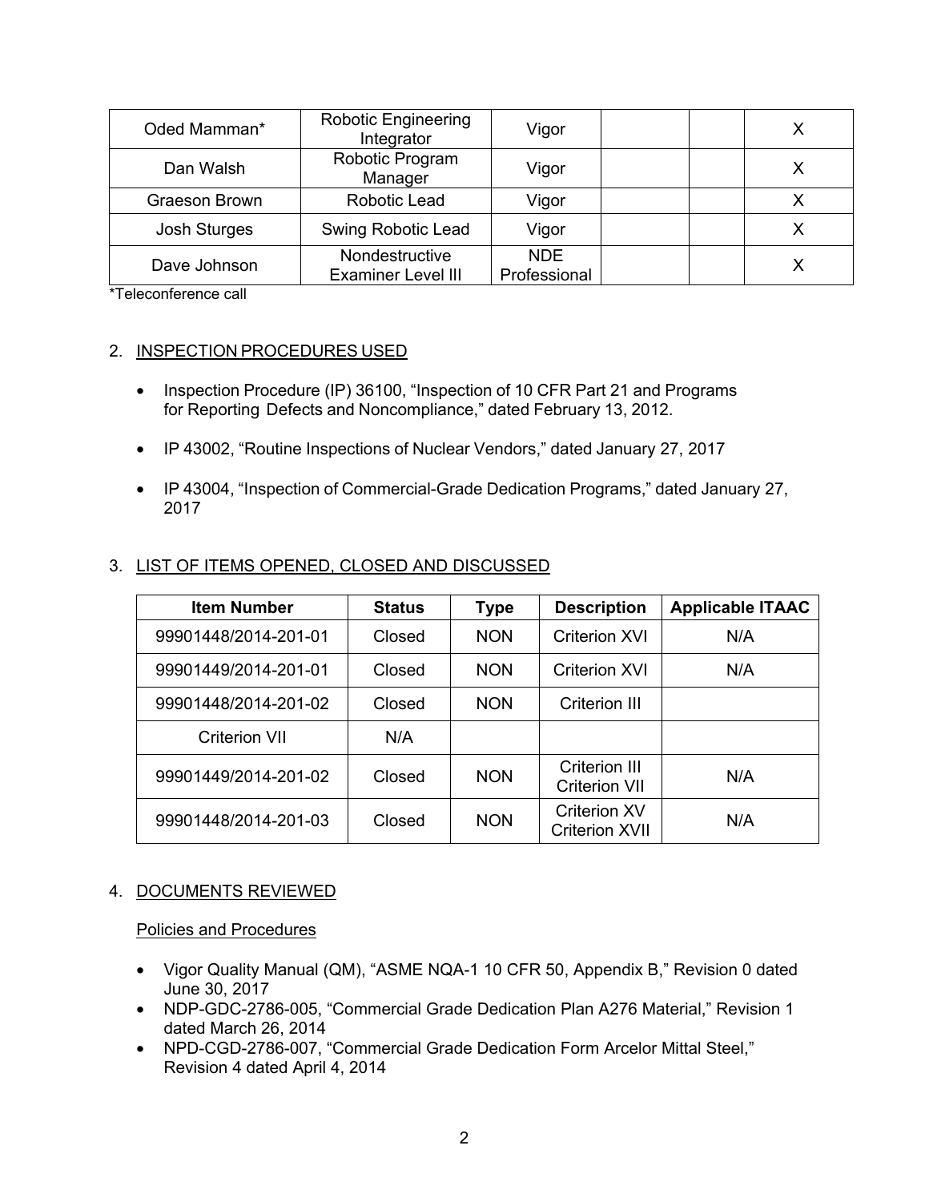| Oded Mamman* | Robotic Engineering Integrator | Vigor | | | X |
|---|---|---|---|---|---|
| Dan Walsh | Robotic Program Manager | Vigor | | | X |
| Graeson Brown | Robotic Lead | Vigor | | | X |
| Josh Sturges | Swing Robotic Lead | Vigor | | | X |
| Dave Johnson | Nondestructive Examiner Level III | NDE Professional | | | X |

*Teleconference call

2. INSPECTION PROCEDURES USED

- Inspection Procedure (IP) 36100, "Inspection of 10 CFR Part 21 and Programs for Reporting Defects and Noncompliance," dated February 13, 2012.
- IP 43002, "Routine Inspections of Nuclear Vendors," dated January 27, 2017
- IP 43004, "Inspection of Commercial-Grade Dedication Programs," dated January 27, 2017

3. LIST OF ITEMS OPENED, CLOSED AND DISCUSSED

| Item Number | Status | Type | Description | Applicable ITAAC |
|---|---|---|---|---|
| 99901448/2014-201-01 | Closed | NON | Criterion XVI | N/A |
| 99901449/2014-201-01 | Closed | NON | Criterion XVI | N/A |
| 99901448/2014-201-02 | Closed | NON | Criterion III | |
| Criterion VII | N/A | | | |
| 99901449/2014-201-02 | Closed | NON | Criterion III Criterion VII | N/A |
| 99901448/2014-201-03 | Closed | NON | Criterion XV Criterion XVII | N/A |

4. DOCUMENTS REVIEWED

Policies and Procedures

- Vigor Quality Manual (QM), "ASME NQA-1 10 CFR 50, Appendix B," Revision 0 dated June 30, 2017
- NDP-GDC-2786-005, "Commercial Grade Dedication Plan A276 Material," Revision 1 dated March 26, 2014
- NPD-CGD-2786-007, "Commercial Grade Dedication Form Arcelor Mittal Steel," Revision 4 dated April 4, 2014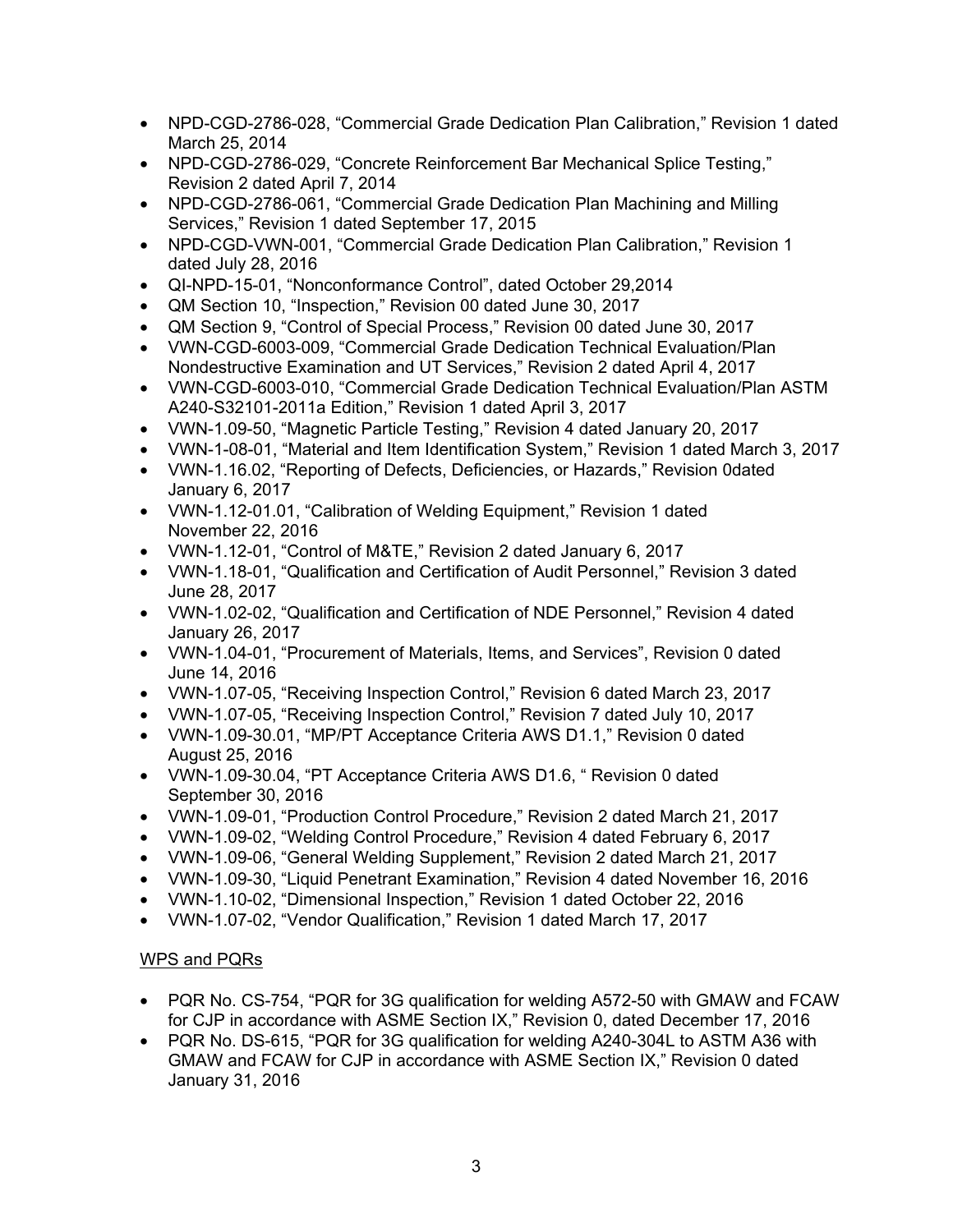- NPD-CGD-2786-028, "Commercial Grade Dedication Plan Calibration," Revision 1 dated March 25, 2014
- NPD-CGD-2786-029, "Concrete Reinforcement Bar Mechanical Splice Testing," Revision 2 dated April 7, 2014
- NPD-CGD-2786-061, "Commercial Grade Dedication Plan Machining and Milling Services," Revision 1 dated September 17, 2015
- NPD-CGD-VWN-001, "Commercial Grade Dedication Plan Calibration," Revision 1 dated July 28, 2016
- QI-NPD-15-01, "Nonconformance Control", dated October 29,2014
- QM Section 10, "Inspection," Revision 00 dated June 30, 2017
- QM Section 9, "Control of Special Process," Revision 00 dated June 30, 2017
- VWN-CGD-6003-009, "Commercial Grade Dedication Technical Evaluation/Plan Nondestructive Examination and UT Services," Revision 2 dated April 4, 2017
- VWN-CGD-6003-010, "Commercial Grade Dedication Technical Evaluation/Plan ASTM A240-S32101-2011a Edition," Revision 1 dated April 3, 2017
- VWN-1.09-50, "Magnetic Particle Testing," Revision 4 dated January 20, 2017
- VWN-1-08-01, "Material and Item Identification System," Revision 1 dated March 3, 2017
- VWN-1.16.02, "Reporting of Defects, Deficiencies, or Hazards," Revision 0dated January 6, 2017
- VWN-1.12-01.01, "Calibration of Welding Equipment," Revision 1 dated November 22, 2016
- VWN-1.12-01, "Control of M&TE," Revision 2 dated January 6, 2017
- VWN-1.18-01, "Qualification and Certification of Audit Personnel," Revision 3 dated June 28, 2017
- VWN-1.02-02, "Qualification and Certification of NDE Personnel," Revision 4 dated January 26, 2017
- VWN-1.04-01, "Procurement of Materials, Items, and Services", Revision 0 dated June 14, 2016
- VWN-1.07-05, "Receiving Inspection Control," Revision 6 dated March 23, 2017
- VWN-1.07-05, "Receiving Inspection Control," Revision 7 dated July 10, 2017
- VWN-1.09-30.01, "MP/PT Acceptance Criteria AWS D1.1," Revision 0 dated August 25, 2016
- VWN-1.09-30.04, "PT Acceptance Criteria AWS D1.6, " Revision 0 dated September 30, 2016
- VWN-1.09-01, "Production Control Procedure," Revision 2 dated March 21, 2017
- VWN-1.09-02, "Welding Control Procedure," Revision 4 dated February 6, 2017
- VWN-1.09-06, "General Welding Supplement," Revision 2 dated March 21, 2017
- VWN-1.09-30, "Liquid Penetrant Examination," Revision 4 dated November 16, 2016
- VWN-1.10-02, "Dimensional Inspection," Revision 1 dated October 22, 2016
- VWN-1.07-02, "Vendor Qualification," Revision 1 dated March 17, 2017

<u>WPS and PQRs</u>

- PQR No. CS-754, "PQR for 3G qualification for welding A572-50 with GMAW and FCAW for CJP in accordance with ASME Section IX," Revision 0, dated December 17, 2016
- PQR No. DS-615, "PQR for 3G qualification for welding A240-304L to ASTM A36 with GMAW and FCAW for CJP in accordance with ASME Section IX," Revision 0 dated January 31, 2016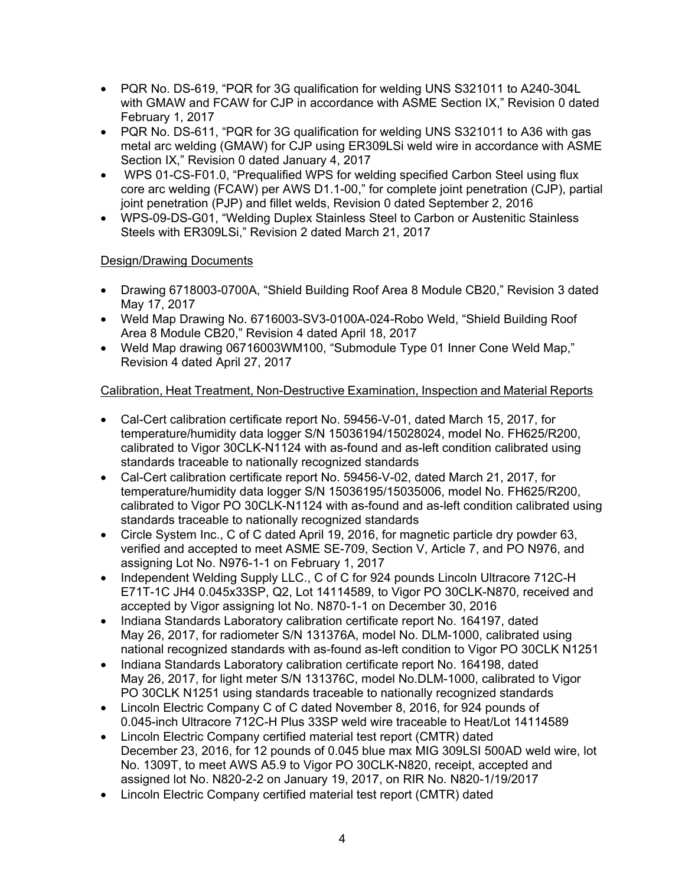- PQR No. DS-619, "PQR for 3G qualification for welding UNS S321011 to A240-304L with GMAW and FCAW for CJP in accordance with ASME Section IX," Revision 0 dated February 1, 2017
- PQR No. DS-611, "PQR for 3G qualification for welding UNS S321011 to A36 with gas metal arc welding (GMAW) for CJP using ER309LSi weld wire in accordance with ASME Section IX," Revision 0 dated January 4, 2017
- WPS 01-CS-F01.0, "Prequalified WPS for welding specified Carbon Steel using flux core arc welding (FCAW) per AWS D1.1-00," for complete joint penetration (CJP), partial joint penetration (PJP) and fillet welds, Revision 0 dated September 2, 2016
- WPS-09-DS-G01, "Welding Duplex Stainless Steel to Carbon or Austenitic Stainless Steels with ER309LSi," Revision 2 dated March 21, 2017

Design/Drawing Documents

- Drawing 6718003-0700A, "Shield Building Roof Area 8 Module CB20," Revision 3 dated May 17, 2017
- Weld Map Drawing No. 6716003-SV3-0100A-024-Robo Weld, "Shield Building Roof Area 8 Module CB20," Revision 4 dated April 18, 2017
- Weld Map drawing 06716003WM100, "Submodule Type 01 Inner Cone Weld Map," Revision 4 dated April 27, 2017

Calibration, Heat Treatment, Non-Destructive Examination, Inspection and Material Reports

- Cal-Cert calibration certificate report No. 59456-V-01, dated March 15, 2017, for temperature/humidity data logger S/N 15036194/15028024, model No. FH625/R200, calibrated to Vigor 30CLK-N1124 with as-found and as-left condition calibrated using standards traceable to nationally recognized standards
- Cal-Cert calibration certificate report No. 59456-V-02, dated March 21, 2017, for temperature/humidity data logger S/N 15036195/15035006, model No. FH625/R200, calibrated to Vigor PO 30CLK-N1124 with as-found and as-left condition calibrated using standards traceable to nationally recognized standards
- Circle System Inc., C of C dated April 19, 2016, for magnetic particle dry powder 63, verified and accepted to meet ASME SE-709, Section V, Article 7, and PO N976, and assigning Lot No. N976-1-1 on February 1, 2017
- Independent Welding Supply LLC., C of C for 924 pounds Lincoln Ultracore 712C-H E71T-1C JH4 0.045x33SP, Q2, Lot 14114589, to Vigor PO 30CLK-N870, received and accepted by Vigor assigning lot No. N870-1-1 on December 30, 2016
- Indiana Standards Laboratory calibration certificate report No. 164197, dated May 26, 2017, for radiometer S/N 131376A, model No. DLM-1000, calibrated using national recognized standards with as-found as-left condition to Vigor PO 30CLK N1251
- Indiana Standards Laboratory calibration certificate report No. 164198, dated May 26, 2017, for light meter S/N 131376C, model No.DLM-1000, calibrated to Vigor PO 30CLK N1251 using standards traceable to nationally recognized standards
- Lincoln Electric Company C of C dated November 8, 2016, for 924 pounds of 0.045-inch Ultracore 712C-H Plus 33SP weld wire traceable to Heat/Lot 14114589
- Lincoln Electric Company certified material test report (CMTR) dated December 23, 2016, for 12 pounds of 0.045 blue max MIG 309LSI 500AD weld wire, lot No. 1309T, to meet AWS A5.9 to Vigor PO 30CLK-N820, receipt, accepted and assigned lot No. N820-2-2 on January 19, 2017, on RIR No. N820-1/19/2017
- Lincoln Electric Company certified material test report (CMTR) dated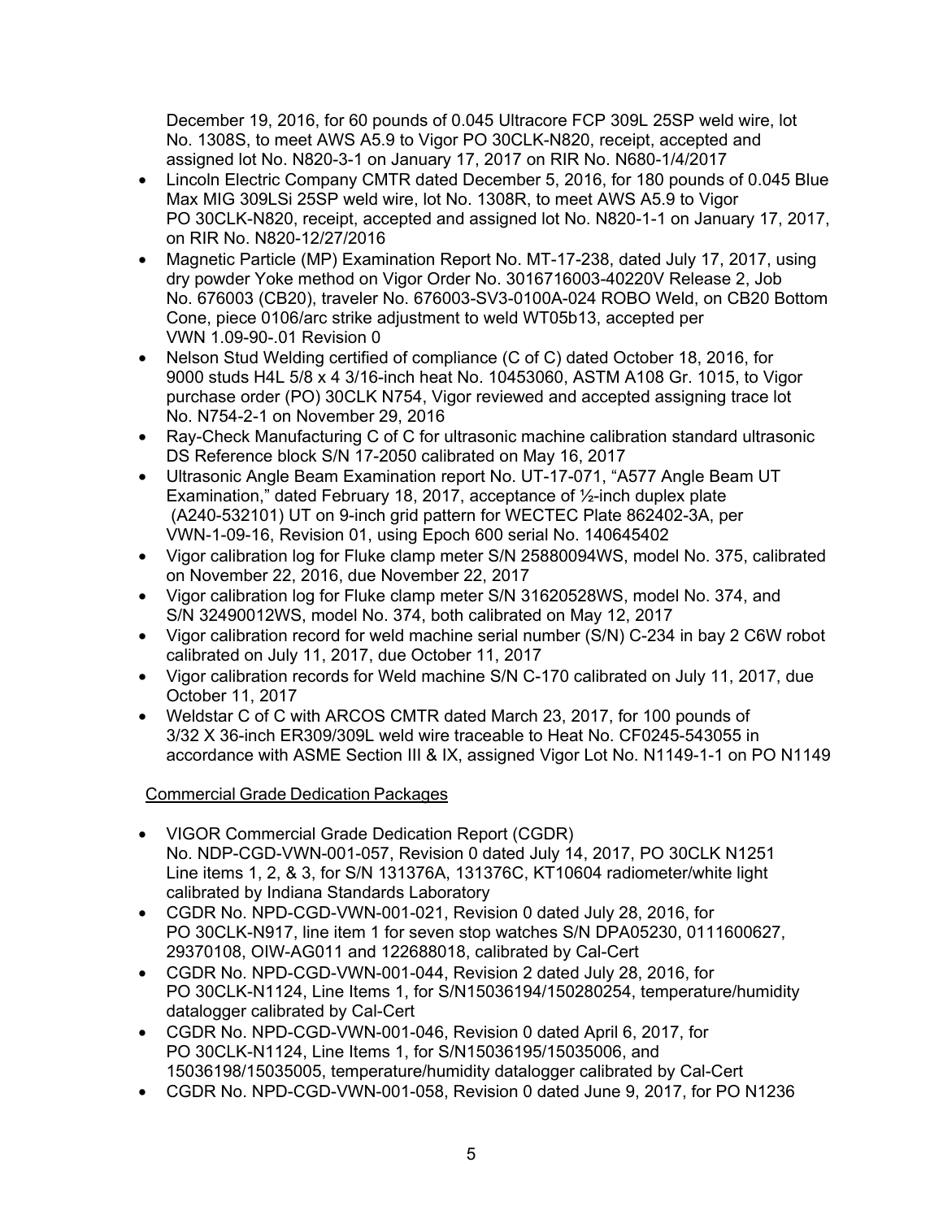December 19, 2016, for 60 pounds of 0.045 Ultracore FCP 309L 25SP weld wire, lot No. 1308S, to meet AWS A5.9 to Vigor PO 30CLK-N820, receipt, accepted and assigned lot No. N820-3-1 on January 17, 2017 on RIR No. N680-1/4/2017

- Lincoln Electric Company CMTR dated December 5, 2016, for 180 pounds of 0.045 Blue Max MIG 309LSi 25SP weld wire, lot No. 1308R, to meet AWS A5.9 to Vigor PO 30CLK-N820, receipt, accepted and assigned lot No. N820-1-1 on January 17, 2017, on RIR No. N820-12/27/2016
- Magnetic Particle (MP) Examination Report No. MT-17-238, dated July 17, 2017, using dry powder Yoke method on Vigor Order No. 3016716003-40220V Release 2, Job No. 676003 (CB20), traveler No. 676003-SV3-0100A-024 ROBO Weld, on CB20 Bottom Cone, piece 0106/arc strike adjustment to weld WT05b13, accepted per VWN 1.09-90-.01 Revision 0
- Nelson Stud Welding certified of compliance (C of C) dated October 18, 2016, for 9000 studs H4L 5/8 x 4 3/16-inch heat No. 10453060, ASTM A108 Gr. 1015, to Vigor purchase order (PO) 30CLK N754, Vigor reviewed and accepted assigning trace lot No. N754-2-1 on November 29, 2016
- Ray-Check Manufacturing C of C for ultrasonic machine calibration standard ultrasonic DS Reference block S/N 17-2050 calibrated on May 16, 2017
- Ultrasonic Angle Beam Examination report No. UT-17-071, "A577 Angle Beam UT Examination," dated February 18, 2017, acceptance of ½-inch duplex plate (A240-532101) UT on 9-inch grid pattern for WECTEC Plate 862402-3A, per VWN-1-09-16, Revision 01, using Epoch 600 serial No. 140645402
- Vigor calibration log for Fluke clamp meter S/N 25880094WS, model No. 375, calibrated on November 22, 2016, due November 22, 2017
- Vigor calibration log for Fluke clamp meter S/N 31620528WS, model No. 374, and S/N 32490012WS, model No. 374, both calibrated on May 12, 2017
- Vigor calibration record for weld machine serial number (S/N) C-234 in bay 2 C6W robot calibrated on July 11, 2017, due October 11, 2017
- Vigor calibration records for Weld machine S/N C-170 calibrated on July 11, 2017, due October 11, 2017
- Weldstar C of C with ARCOS CMTR dated March 23, 2017, for 100 pounds of 3/32 X 36-inch ER309/309L weld wire traceable to Heat No. CF0245-543055 in accordance with ASME Section III & IX, assigned Vigor Lot No. N1149-1-1 on PO N1149

Commercial Grade Dedication Packages

- VIGOR Commercial Grade Dedication Report (CGDR) No. NDP-CGD-VWN-001-057, Revision 0 dated July 14, 2017, PO 30CLK N1251 Line items 1, 2, & 3, for S/N 131376A, 131376C, KT10604 radiometer/white light calibrated by Indiana Standards Laboratory
- CGDR No. NPD-CGD-VWN-001-021, Revision 0 dated July 28, 2016, for PO 30CLK-N917, line item 1 for seven stop watches S/N DPA05230, 0111600627, 29370108, OIW-AG011 and 122688018, calibrated by Cal-Cert
- CGDR No. NPD-CGD-VWN-001-044, Revision 2 dated July 28, 2016, for PO 30CLK-N1124, Line Items 1, for S/N15036194/150280254, temperature/humidity datalogger calibrated by Cal-Cert
- CGDR No. NPD-CGD-VWN-001-046, Revision 0 dated April 6, 2017, for PO 30CLK-N1124, Line Items 1, for S/N15036195/15035006, and 15036198/15035005, temperature/humidity datalogger calibrated by Cal-Cert
- CGDR No. NPD-CGD-VWN-001-058, Revision 0 dated June 9, 2017, for PO N1236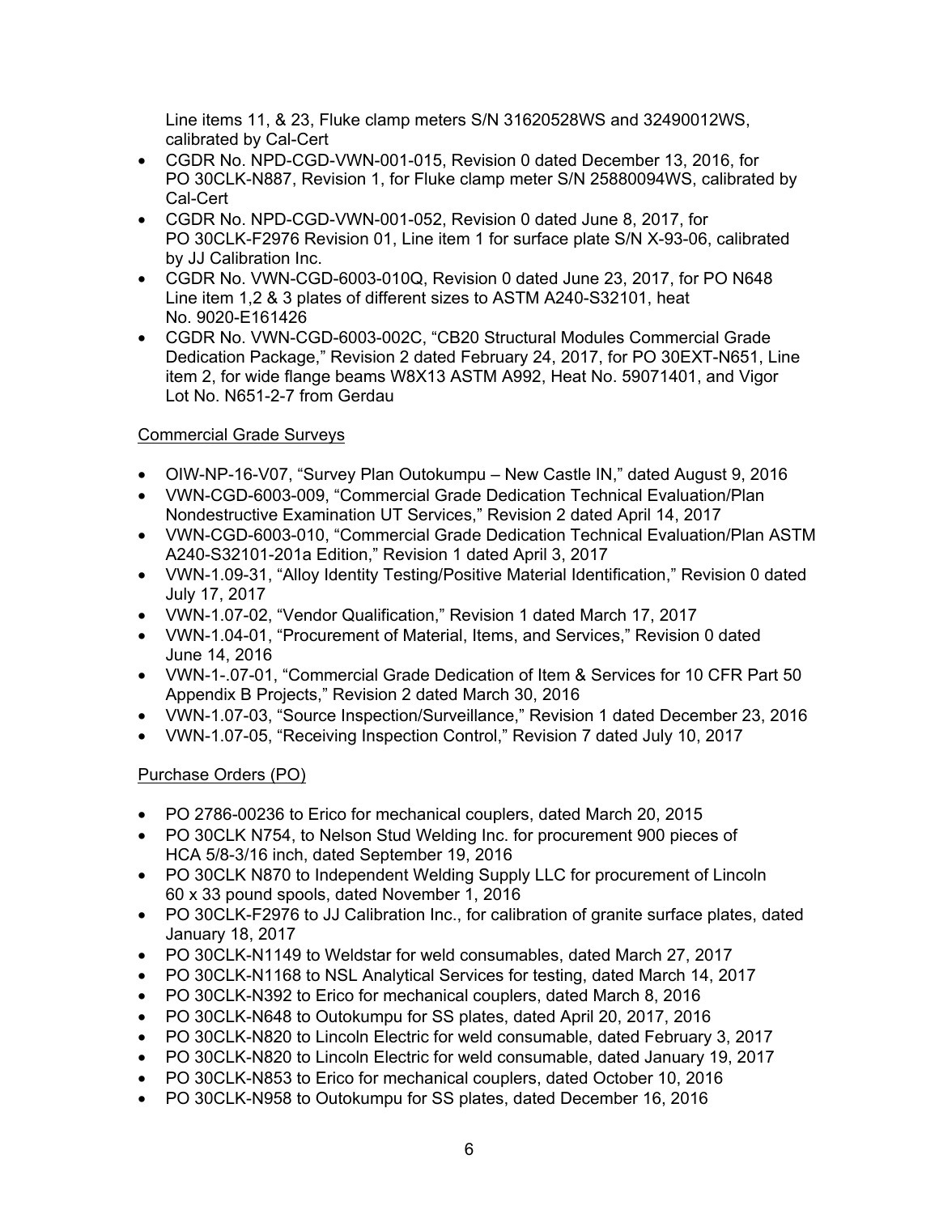Line items 11, & 23, Fluke clamp meters S/N 31620528WS and 32490012WS, calibrated by Cal-Cert

- CGDR No. NPD-CGD-VWN-001-015, Revision 0 dated December 13, 2016, for PO 30CLK-N887, Revision 1, for Fluke clamp meter S/N 25880094WS, calibrated by Cal-Cert
- CGDR No. NPD-CGD-VWN-001-052, Revision 0 dated June 8, 2017, for PO 30CLK-F2976 Revision 01, Line item 1 for surface plate S/N X-93-06, calibrated by JJ Calibration Inc.
- CGDR No. VWN-CGD-6003-010Q, Revision 0 dated June 23, 2017, for PO N648 Line item 1,2 & 3 plates of different sizes to ASTM A240-S32101, heat No. 9020-E161426
- CGDR No. VWN-CGD-6003-002C, "CB20 Structural Modules Commercial Grade Dedication Package," Revision 2 dated February 24, 2017, for PO 30EXT-N651, Line item 2, for wide flange beams W8X13 ASTM A992, Heat No. 59071401, and Vigor Lot No. N651-2-7 from Gerdau

Commercial Grade Surveys

- OIW-NP-16-V07, "Survey Plan Outokumpu – New Castle IN," dated August 9, 2016
- VWN-CGD-6003-009, "Commercial Grade Dedication Technical Evaluation/Plan Nondestructive Examination UT Services," Revision 2 dated April 14, 2017
- VWN-CGD-6003-010, "Commercial Grade Dedication Technical Evaluation/Plan ASTM A240-S32101-201a Edition," Revision 1 dated April 3, 2017
- VWN-1.09-31, "Alloy Identity Testing/Positive Material Identification," Revision 0 dated July 17, 2017
- VWN-1.07-02, "Vendor Qualification," Revision 1 dated March 17, 2017
- VWN-1.04-01, "Procurement of Material, Items, and Services," Revision 0 dated June 14, 2016
- VWN-1-.07-01, "Commercial Grade Dedication of Item & Services for 10 CFR Part 50 Appendix B Projects," Revision 2 dated March 30, 2016
- VWN-1.07-03, "Source Inspection/Surveillance," Revision 1 dated December 23, 2016
- VWN-1.07-05, "Receiving Inspection Control," Revision 7 dated July 10, 2017

Purchase Orders (PO)

- PO 2786-00236 to Erico for mechanical couplers, dated March 20, 2015
- PO 30CLK N754, to Nelson Stud Welding Inc. for procurement 900 pieces of HCA 5/8-3/16 inch, dated September 19, 2016
- PO 30CLK N870 to Independent Welding Supply LLC for procurement of Lincoln 60 x 33 pound spools, dated November 1, 2016
- PO 30CLK-F2976 to JJ Calibration Inc., for calibration of granite surface plates, dated January 18, 2017
- PO 30CLK-N1149 to Weldstar for weld consumables, dated March 27, 2017
- PO 30CLK-N1168 to NSL Analytical Services for testing, dated March 14, 2017
- PO 30CLK-N392 to Erico for mechanical couplers, dated March 8, 2016
- PO 30CLK-N648 to Outokumpu for SS plates, dated April 20, 2017, 2016
- PO 30CLK-N820 to Lincoln Electric for weld consumable, dated February 3, 2017
- PO 30CLK-N820 to Lincoln Electric for weld consumable, dated January 19, 2017
- PO 30CLK-N853 to Erico for mechanical couplers, dated October 10, 2016
- PO 30CLK-N958 to Outokumpu for SS plates, dated December 16, 2016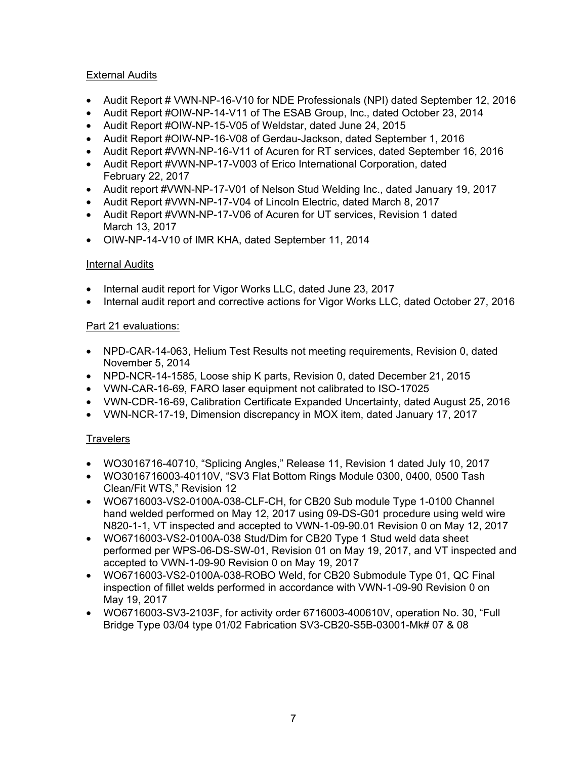External Audits

- Audit Report # VWN-NP-16-V10 for NDE Professionals (NPI) dated September 12, 2016
- Audit Report #OIW-NP-14-V11 of The ESAB Group, Inc., dated October 23, 2014
- Audit Report #OIW-NP-15-V05 of Weldstar, dated June 24, 2015
- Audit Report #OIW-NP-16-V08 of Gerdau-Jackson, dated September 1, 2016
- Audit Report #VWN-NP-16-V11 of Acuren for RT services, dated September 16, 2016
- Audit Report #VWN-NP-17-V003 of Erico International Corporation, dated February 22, 2017
- Audit report #VWN-NP-17-V01 of Nelson Stud Welding Inc., dated January 19, 2017
- Audit Report #VWN-NP-17-V04 of Lincoln Electric, dated March 8, 2017
- Audit Report #VWN-NP-17-V06 of Acuren for UT services, Revision 1 dated March 13, 2017
- OIW-NP-14-V10 of IMR KHA, dated September 11, 2014

Internal Audits

- Internal audit report for Vigor Works LLC, dated June 23, 2017
- Internal audit report and corrective actions for Vigor Works LLC, dated October 27, 2016

Part 21 evaluations:

- NPD-CAR-14-063, Helium Test Results not meeting requirements, Revision 0, dated November 5, 2014
- NPD-NCR-14-1585, Loose ship K parts, Revision 0, dated December 21, 2015
- VWN-CAR-16-69, FARO laser equipment not calibrated to ISO-17025
- VWN-CDR-16-69, Calibration Certificate Expanded Uncertainty, dated August 25, 2016
- VWN-NCR-17-19, Dimension discrepancy in MOX item, dated January 17, 2017

Travelers

- WO3016716-40710, "Splicing Angles," Release 11, Revision 1 dated July 10, 2017
- WO3016716003-40110V, "SV3 Flat Bottom Rings Module 0300, 0400, 0500 Tash Clean/Fit WTS," Revision 12
- WO6716003-VS2-0100A-038-CLF-CH, for CB20 Sub module Type 1-0100 Channel hand welded performed on May 12, 2017 using 09-DS-G01 procedure using weld wire N820-1-1, VT inspected and accepted to VWN-1-09-90.01 Revision 0 on May 12, 2017
- WO6716003-VS2-0100A-038 Stud/Dim for CB20 Type 1 Stud weld data sheet performed per WPS-06-DS-SW-01, Revision 01 on May 19, 2017, and VT inspected and accepted to VWN-1-09-90 Revision 0 on May 19, 2017
- WO6716003-VS2-0100A-038-ROBO Weld, for CB20 Submodule Type 01, QC Final inspection of fillet welds performed in accordance with VWN-1-09-90 Revision 0 on May 19, 2017
- WO6716003-SV3-2103F, for activity order 6716003-400610V, operation No. 30, "Full Bridge Type 03/04 type 01/02 Fabrication SV3-CB20-S5B-03001-Mk# 07 & 08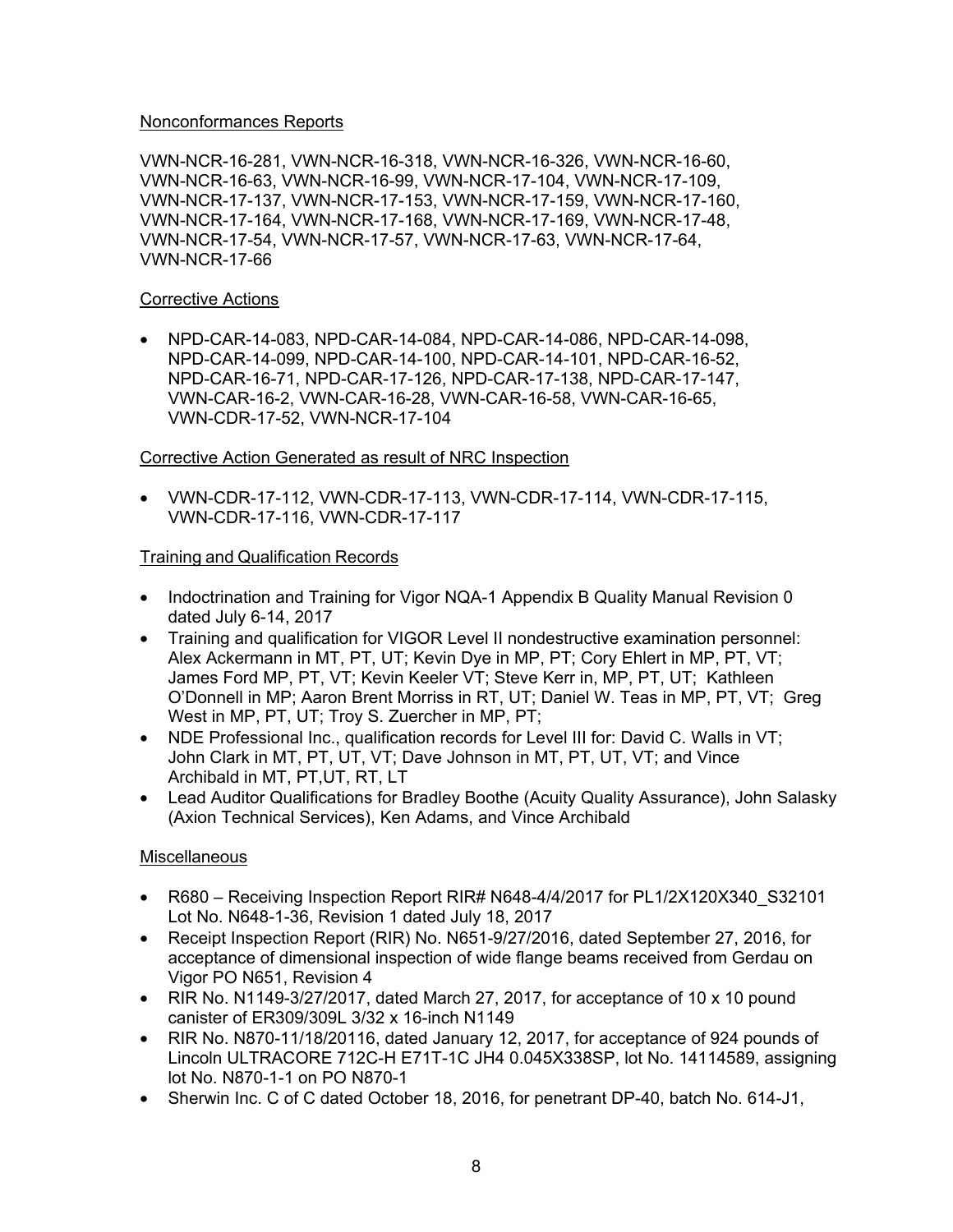Nonconformances Reports

VWN-NCR-16-281, VWN-NCR-16-318, VWN-NCR-16-326, VWN-NCR-16-60, VWN-NCR-16-63, VWN-NCR-16-99, VWN-NCR-17-104, VWN-NCR-17-109, VWN-NCR-17-137, VWN-NCR-17-153, VWN-NCR-17-159, VWN-NCR-17-160, VWN-NCR-17-164, VWN-NCR-17-168, VWN-NCR-17-169, VWN-NCR-17-48, VWN-NCR-17-54, VWN-NCR-17-57, VWN-NCR-17-63, VWN-NCR-17-64, VWN-NCR-17-66

Corrective Actions

- NPD-CAR-14-083, NPD-CAR-14-084, NPD-CAR-14-086, NPD-CAR-14-098, NPD-CAR-14-099, NPD-CAR-14-100, NPD-CAR-14-101, NPD-CAR-16-52, NPD-CAR-16-71, NPD-CAR-17-126, NPD-CAR-17-138, NPD-CAR-17-147, VWN-CAR-16-2, VWN-CAR-16-28, VWN-CAR-16-58, VWN-CAR-16-65, VWN-CDR-17-52, VWN-NCR-17-104

Corrective Action Generated as result of NRC Inspection

- VWN-CDR-17-112, VWN-CDR-17-113, VWN-CDR-17-114, VWN-CDR-17-115, VWN-CDR-17-116, VWN-CDR-17-117

Training and Qualification Records

- Indoctrination and Training for Vigor NQA-1 Appendix B Quality Manual Revision 0 dated July 6-14, 2017
- Training and qualification for VIGOR Level II nondestructive examination personnel: Alex Ackermann in MT, PT, UT; Kevin Dye in MP, PT; Cory Ehlert in MP, PT, VT; James Ford MP, PT, VT; Kevin Keeler VT; Steve Kerr in, MP, PT, UT; Kathleen O'Donnell in MP; Aaron Brent Morriss in RT, UT; Daniel W. Teas in MP, PT, VT; Greg West in MP, PT, UT; Troy S. Zuercher in MP, PT;
- NDE Professional Inc., qualification records for Level III for: David C. Walls in VT; John Clark in MT, PT, UT, VT; Dave Johnson in MT, PT, UT, VT; and Vince Archibald in MT, PT,UT, RT, LT
- Lead Auditor Qualifications for Bradley Boothe (Acuity Quality Assurance), John Salasky (Axion Technical Services), Ken Adams, and Vince Archibald

Miscellaneous

- R680 – Receiving Inspection Report RIR# N648-4/4/2017 for PL1/2X120X340_S32101 Lot No. N648-1-36, Revision 1 dated July 18, 2017
- Receipt Inspection Report (RIR) No. N651-9/27/2016, dated September 27, 2016, for acceptance of dimensional inspection of wide flange beams received from Gerdau on Vigor PO N651, Revision 4
- RIR No. N1149-3/27/2017, dated March 27, 2017, for acceptance of 10 x 10 pound canister of ER309/309L 3/32 x 16-inch N1149
- RIR No. N870-11/18/20116, dated January 12, 2017, for acceptance of 924 pounds of Lincoln ULTRACORE 712C-H E71T-1C JH4 0.045X338SP, lot No. 14114589, assigning lot No. N870-1-1 on PO N870-1
- Sherwin Inc. C of C dated October 18, 2016, for penetrant DP-40, batch No. 614-J1,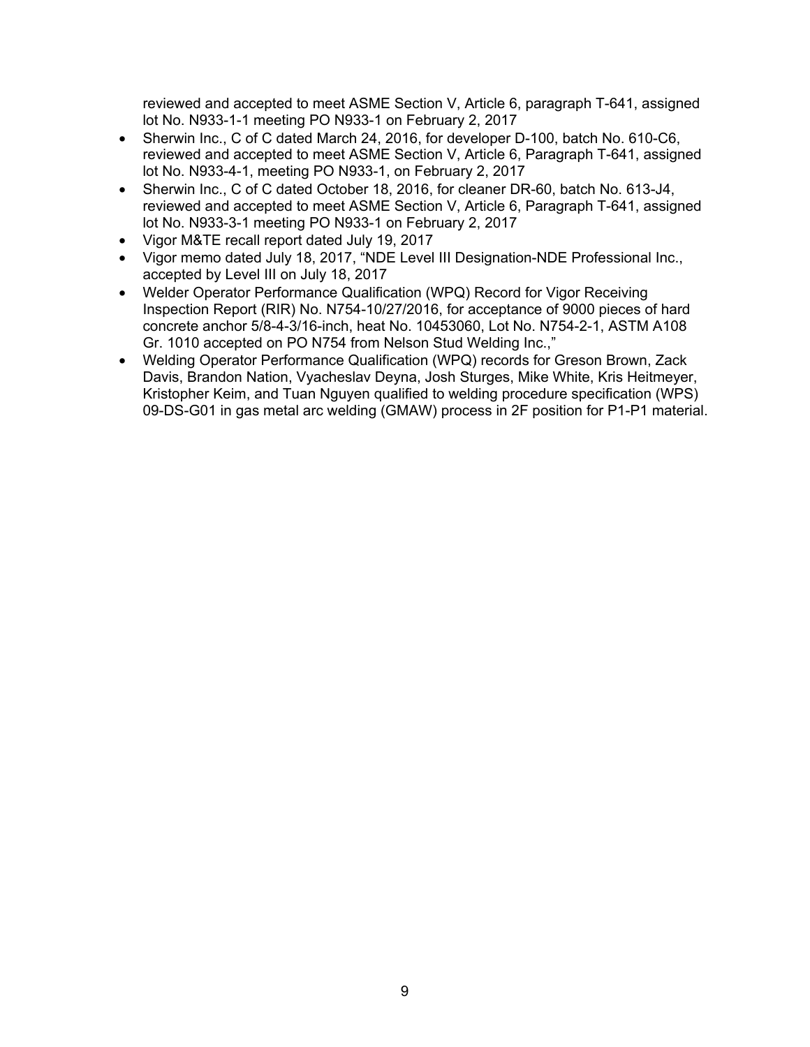reviewed and accepted to meet ASME Section V, Article 6, paragraph T-641, assigned lot No. N933-1-1 meeting PO N933-1 on February 2, 2017

- Sherwin Inc., C of C dated March 24, 2016, for developer D-100, batch No. 610-C6, reviewed and accepted to meet ASME Section V, Article 6, Paragraph T-641, assigned lot No. N933-4-1, meeting PO N933-1, on February 2, 2017
- Sherwin Inc., C of C dated October 18, 2016, for cleaner DR-60, batch No. 613-J4, reviewed and accepted to meet ASME Section V, Article 6, Paragraph T-641, assigned lot No. N933-3-1 meeting PO N933-1 on February 2, 2017
- Vigor M&TE recall report dated July 19, 2017
- Vigor memo dated July 18, 2017, "NDE Level III Designation-NDE Professional Inc., accepted by Level III on July 18, 2017
- Welder Operator Performance Qualification (WPQ) Record for Vigor Receiving Inspection Report (RIR) No. N754-10/27/2016, for acceptance of 9000 pieces of hard concrete anchor 5/8-4-3/16-inch, heat No. 10453060, Lot No. N754-2-1, ASTM A108 Gr. 1010 accepted on PO N754 from Nelson Stud Welding Inc.,"
- Welding Operator Performance Qualification (WPQ) records for Greson Brown, Zack Davis, Brandon Nation, Vyacheslav Deyna, Josh Sturges, Mike White, Kris Heitmeyer, Kristopher Keim, and Tuan Nguyen qualified to welding procedure specification (WPS) 09-DS-G01 in gas metal arc welding (GMAW) process in 2F position for P1-P1 material.